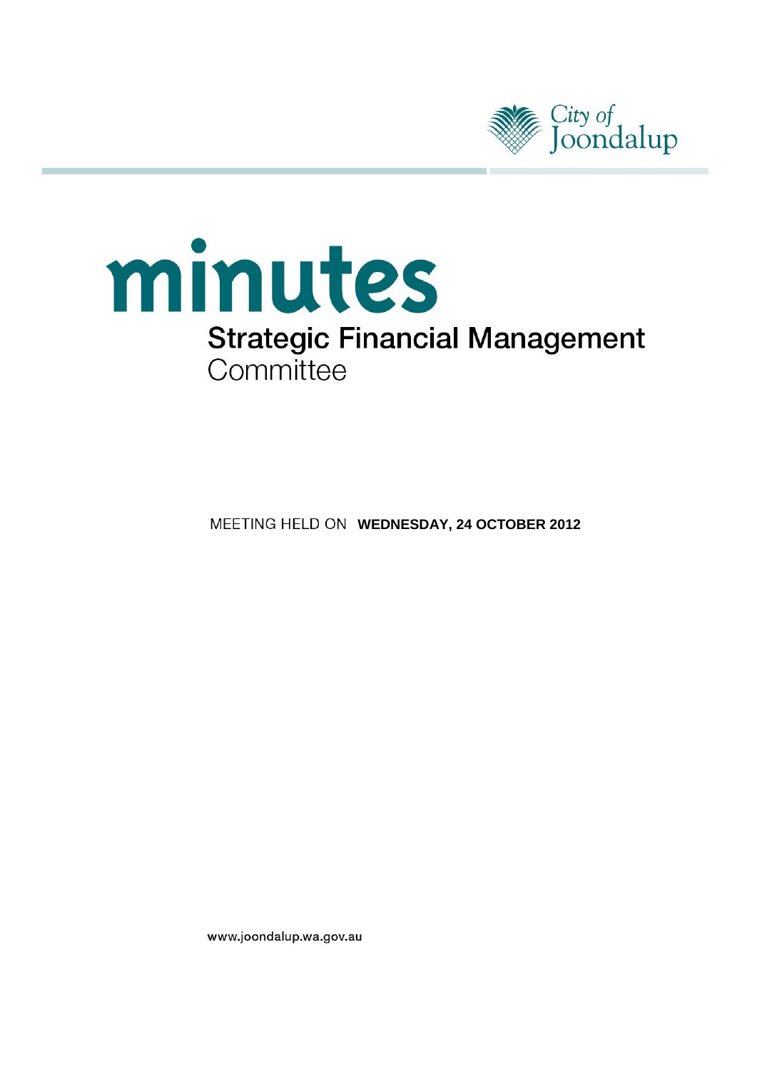City of Joondalup

# minutes

## Strategic Financial Management Committee

MEETING HELD ON **WEDNESDAY, 24 OCTOBER 2012**

www.joondalup.wa.gov.au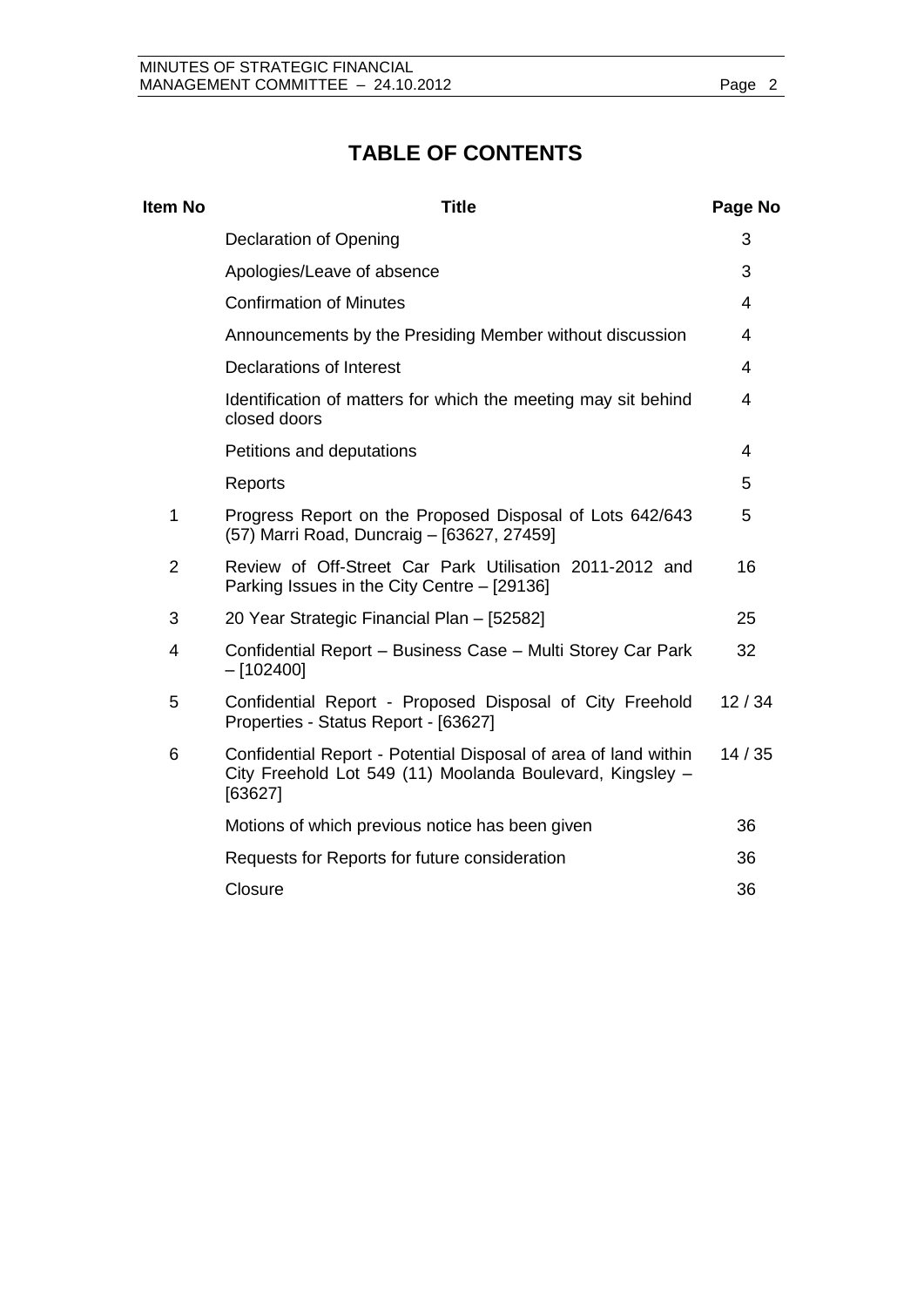# TABLE OF CONTENTS

| Item No | Title | Page No |
|---|---|---|
| | Declaration of Opening | 3 |
| | Apologies/Leave of absence | 3 |
| | Confirmation of Minutes | 4 |
| | Announcements by the Presiding Member without discussion | 4 |
| | Declarations of Interest | 4 |
| | Identification of matters for which the meeting may sit behind closed doors | 4 |
| | Petitions and deputations | 4 |
| | Reports | 5 |
| 1 | Progress Report on the Proposed Disposal of Lots 642/643 (57) Marri Road, Duncraig – [63627, 27459] | 5 |
| 2 | Review of Off-Street Car Park Utilisation 2011-2012 and Parking Issues in the City Centre – [29136] | 16 |
| 3 | 20 Year Strategic Financial Plan – [52582] | 25 |
| 4 | Confidential Report – Business Case – Multi Storey Car Park – [102400] | 32 |
| 5 | Confidential Report - Proposed Disposal of City Freehold Properties - Status Report - [63627] | 12 / 34 |
| 6 | Confidential Report - Potential Disposal of area of land within City Freehold Lot 549 (11) Moolanda Boulevard, Kingsley – [63627] | 14 / 35 |
| | Motions of which previous notice has been given | 36 |
| | Requests for Reports for future consideration | 36 |
| | Closure | 36 |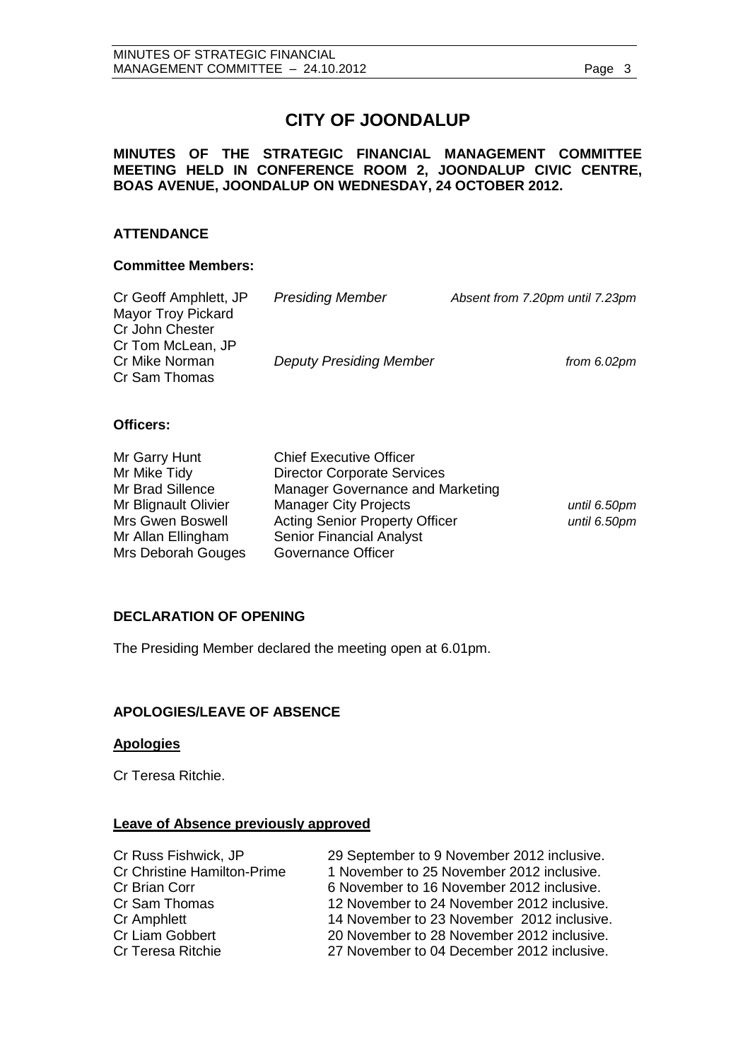# CITY OF JOONDALUP

**MINUTES OF THE STRATEGIC FINANCIAL MANAGEMENT COMMITTEE MEETING HELD IN CONFERENCE ROOM 2, JOONDALUP CIVIC CENTRE, BOAS AVENUE, JOONDALUP ON WEDNESDAY, 24 OCTOBER 2012.**

## ATTENDANCE

### Committee Members:

| | | |
|---|---|---|
| Cr Geoff Amphlett, JP | *Presiding Member* | *Absent from 7.20pm until 7.23pm* |
| Mayor Troy Pickard | | |
| Cr John Chester | | |
| Cr Tom McLean, JP | | |
| Cr Mike Norman | *Deputy Presiding Member* | *from 6.02pm* |
| Cr Sam Thomas | | |

### Officers:

| | | |
|---|---|---|
| Mr Garry Hunt | Chief Executive Officer | |
| Mr Mike Tidy | Director Corporate Services | |
| Mr Brad Sillence | Manager Governance and Marketing | |
| Mr Blignault Olivier | Manager City Projects | *until 6.50pm* |
| Mrs Gwen Boswell | Acting Senior Property Officer | *until 6.50pm* |
| Mr Allan Ellingham | Senior Financial Analyst | |
| Mrs Deborah Gouges | Governance Officer | |

## DECLARATION OF OPENING

The Presiding Member declared the meeting open at 6.01pm.

## APOLOGIES/LEAVE OF ABSENCE

### Apologies

Cr Teresa Ritchie.

### Leave of Absence previously approved

| | |
|---|---|
| Cr Russ Fishwick, JP | 29 September to 9 November 2012 inclusive. |
| Cr Christine Hamilton-Prime | 1 November to 25 November 2012 inclusive. |
| Cr Brian Corr | 6 November to 16 November 2012 inclusive. |
| Cr Sam Thomas | 12 November to 24 November 2012 inclusive. |
| Cr Amphlett | 14 November to 23 November 2012 inclusive. |
| Cr Liam Gobbert | 20 November to 28 November 2012 inclusive. |
| Cr Teresa Ritchie | 27 November to 04 December 2012 inclusive. |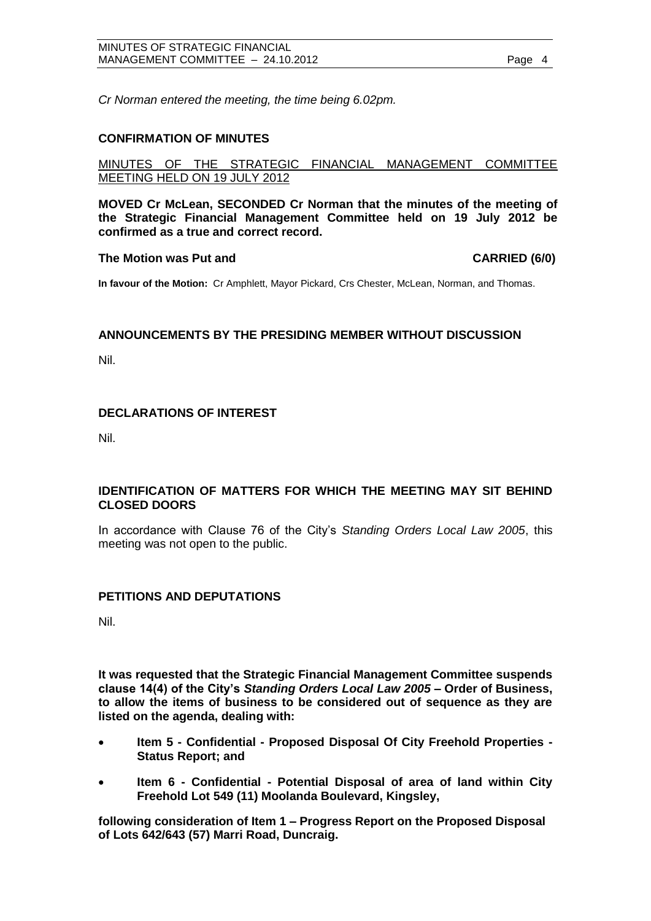*Cr Norman entered the meeting, the time being 6.02pm.*

## CONFIRMATION OF MINUTES

<u>MINUTES OF THE STRATEGIC FINANCIAL MANAGEMENT COMMITTEE MEETING HELD ON 19 JULY 2012</u>

**MOVED Cr McLean, SECONDED Cr Norman that the minutes of the meeting of the Strategic Financial Management Committee held on 19 July 2012 be confirmed as a true and correct record.**

**The Motion was Put and CARRIED (6/0)**

**In favour of the Motion:** Cr Amphlett, Mayor Pickard, Crs Chester, McLean, Norman, and Thomas.

## ANNOUNCEMENTS BY THE PRESIDING MEMBER WITHOUT DISCUSSION

Nil.

## DECLARATIONS OF INTEREST

Nil.

## IDENTIFICATION OF MATTERS FOR WHICH THE MEETING MAY SIT BEHIND CLOSED DOORS

In accordance with Clause 76 of the City's *Standing Orders Local Law 2005*, this meeting was not open to the public.

## PETITIONS AND DEPUTATIONS

Nil.

**It was requested that the Strategic Financial Management Committee suspends clause 14(4) of the City's *Standing Orders Local Law 2005* – Order of Business, to allow the items of business to be considered out of sequence as they are listed on the agenda, dealing with:**

- **Item 5 - Confidential - Proposed Disposal Of City Freehold Properties - Status Report; and**
- **Item 6 - Confidential - Potential Disposal of area of land within City Freehold Lot 549 (11) Moolanda Boulevard, Kingsley,**

**following consideration of Item 1 – Progress Report on the Proposed Disposal of Lots 642/643 (57) Marri Road, Duncraig.**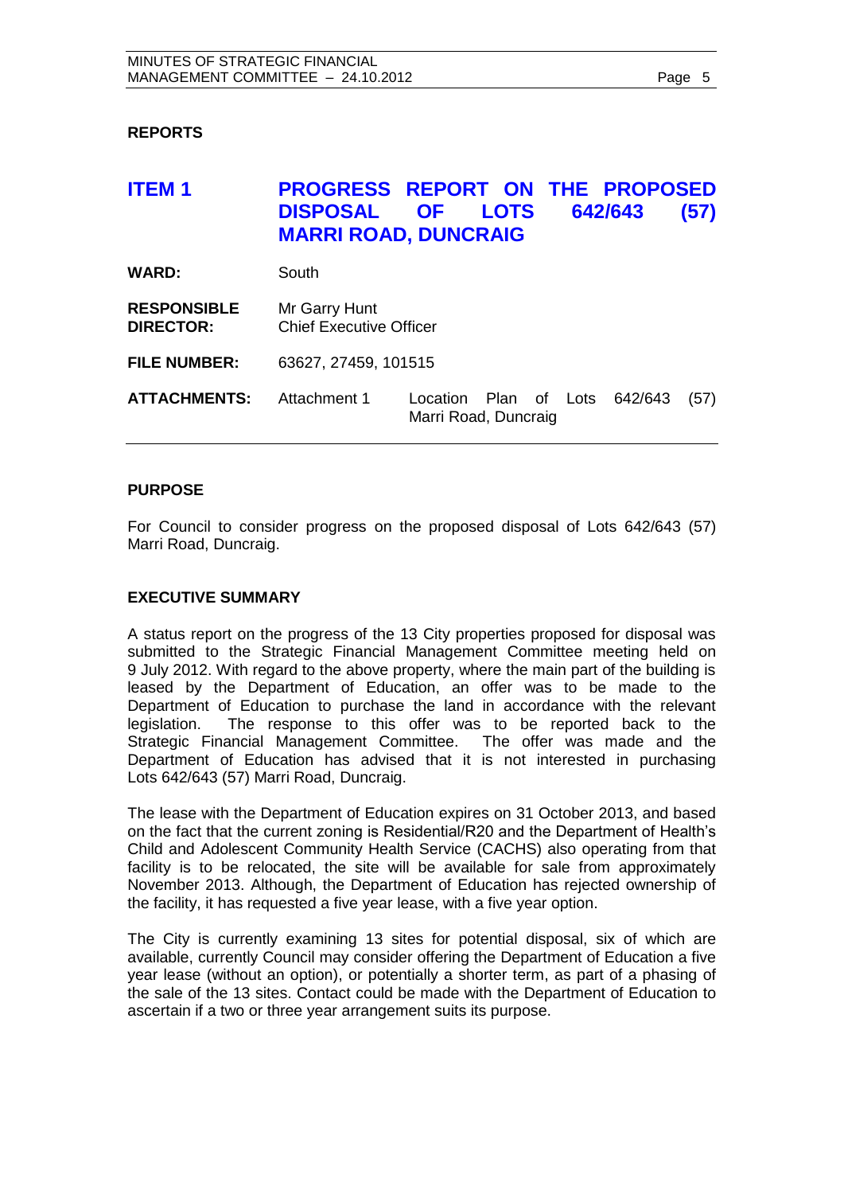## REPORTS

# ITEM 1 PROGRESS REPORT ON THE PROPOSED DISPOSAL OF LOTS 642/643 (57) MARRI ROAD, DUNCRAIG

| | | |
|---|---|---|
| **WARD:** | South | |
| **RESPONSIBLE DIRECTOR:** | Mr Garry Hunt<br>Chief Executive Officer | |
| **FILE NUMBER:** | 63627, 27459, 101515 | |
| **ATTACHMENTS:** | Attachment 1 | Location Plan of Lots 642/643 (57) Marri Road, Duncraig |

### PURPOSE

For Council to consider progress on the proposed disposal of Lots 642/643 (57) Marri Road, Duncraig.

### EXECUTIVE SUMMARY

A status report on the progress of the 13 City properties proposed for disposal was submitted to the Strategic Financial Management Committee meeting held on 9 July 2012. With regard to the above property, where the main part of the building is leased by the Department of Education, an offer was to be made to the Department of Education to purchase the land in accordance with the relevant legislation. The response to this offer was to be reported back to the Strategic Financial Management Committee. The offer was made and the Department of Education has advised that it is not interested in purchasing Lots 642/643 (57) Marri Road, Duncraig.

The lease with the Department of Education expires on 31 October 2013, and based on the fact that the current zoning is Residential/R20 and the Department of Health's Child and Adolescent Community Health Service (CACHS) also operating from that facility is to be relocated, the site will be available for sale from approximately November 2013. Although, the Department of Education has rejected ownership of the facility, it has requested a five year lease, with a five year option.

The City is currently examining 13 sites for potential disposal, six of which are available, currently Council may consider offering the Department of Education a five year lease (without an option), or potentially a shorter term, as part of a phasing of the sale of the 13 sites. Contact could be made with the Department of Education to ascertain if a two or three year arrangement suits its purpose.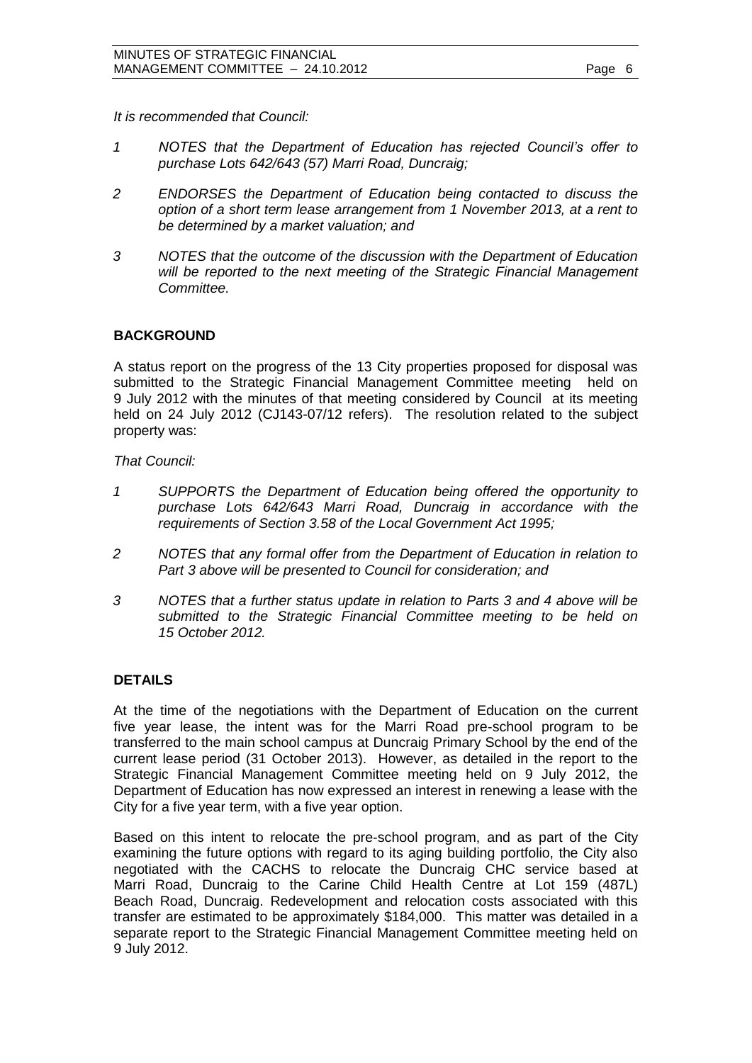*It is recommended that Council:*

1. *NOTES that the Department of Education has rejected Council's offer to purchase Lots 642/643 (57) Marri Road, Duncraig;*
2. *ENDORSES the Department of Education being contacted to discuss the option of a short term lease arrangement from 1 November 2013, at a rent to be determined by a market valuation; and*
3. *NOTES that the outcome of the discussion with the Department of Education will be reported to the next meeting of the Strategic Financial Management Committee.*

**BACKGROUND**

A status report on the progress of the 13 City properties proposed for disposal was submitted to the Strategic Financial Management Committee meeting held on 9 July 2012 with the minutes of that meeting considered by Council at its meeting held on 24 July 2012 (CJ143-07/12 refers). The resolution related to the subject property was:

*That Council:*

1. *SUPPORTS the Department of Education being offered the opportunity to purchase Lots 642/643 Marri Road, Duncraig in accordance with the requirements of Section 3.58 of the Local Government Act 1995;*
2. *NOTES that any formal offer from the Department of Education in relation to Part 3 above will be presented to Council for consideration; and*
3. *NOTES that a further status update in relation to Parts 3 and 4 above will be submitted to the Strategic Financial Committee meeting to be held on 15 October 2012.*

**DETAILS**

At the time of the negotiations with the Department of Education on the current five year lease, the intent was for the Marri Road pre-school program to be transferred to the main school campus at Duncraig Primary School by the end of the current lease period (31 October 2013). However, as detailed in the report to the Strategic Financial Management Committee meeting held on 9 July 2012, the Department of Education has now expressed an interest in renewing a lease with the City for a five year term, with a five year option.

Based on this intent to relocate the pre-school program, and as part of the City examining the future options with regard to its aging building portfolio, the City also negotiated with the CACHS to relocate the Duncraig CHC service based at Marri Road, Duncraig to the Carine Child Health Centre at Lot 159 (487L) Beach Road, Duncraig. Redevelopment and relocation costs associated with this transfer are estimated to be approximately $184,000. This matter was detailed in a separate report to the Strategic Financial Management Committee meeting held on 9 July 2012.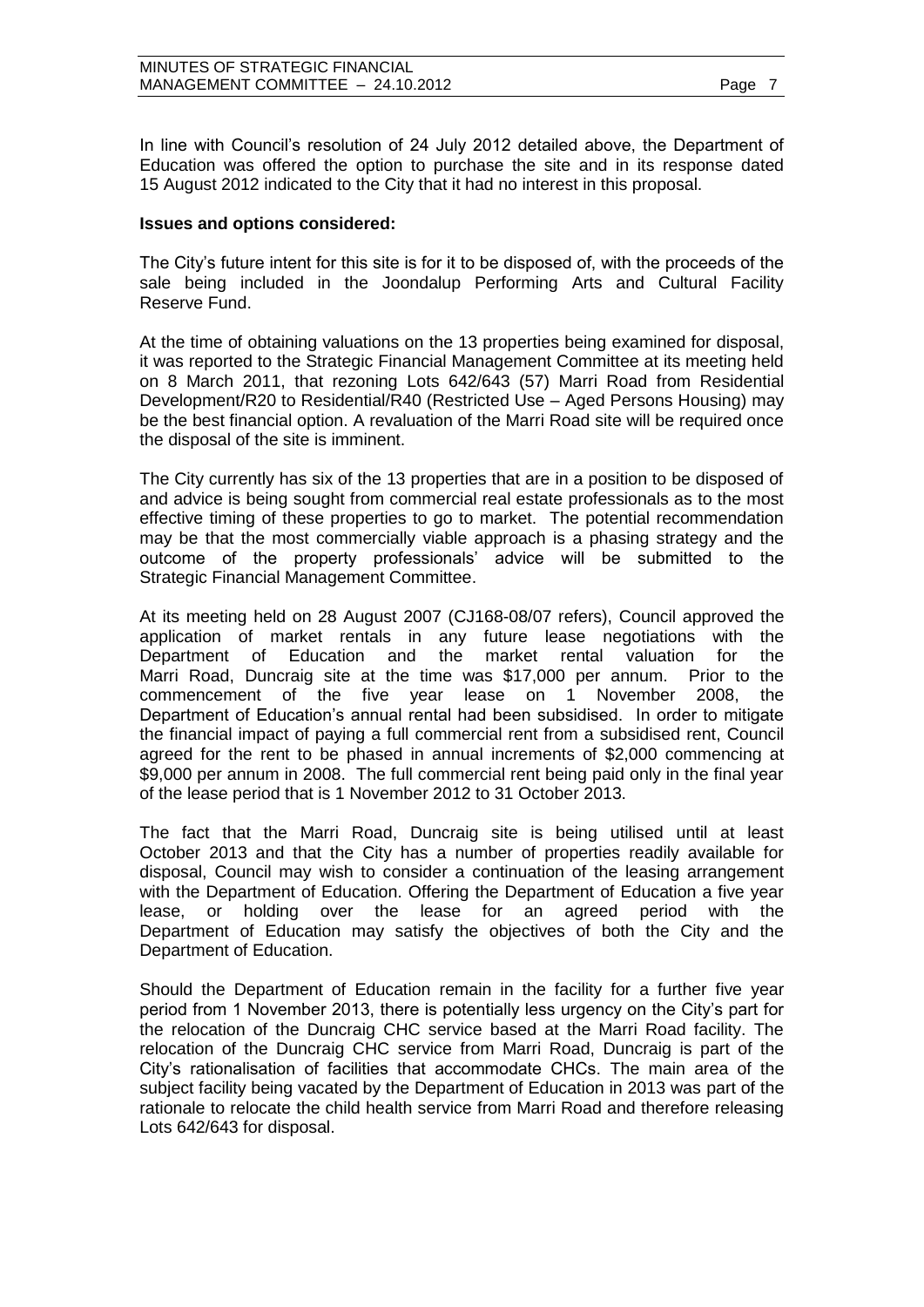In line with Council's resolution of 24 July 2012 detailed above, the Department of Education was offered the option to purchase the site and in its response dated 15 August 2012 indicated to the City that it had no interest in this proposal.

**Issues and options considered:**

The City's future intent for this site is for it to be disposed of, with the proceeds of the sale being included in the Joondalup Performing Arts and Cultural Facility Reserve Fund.

At the time of obtaining valuations on the 13 properties being examined for disposal, it was reported to the Strategic Financial Management Committee at its meeting held on 8 March 2011, that rezoning Lots 642/643 (57) Marri Road from Residential Development/R20 to Residential/R40 (Restricted Use – Aged Persons Housing) may be the best financial option. A revaluation of the Marri Road site will be required once the disposal of the site is imminent.

The City currently has six of the 13 properties that are in a position to be disposed of and advice is being sought from commercial real estate professionals as to the most effective timing of these properties to go to market. The potential recommendation may be that the most commercially viable approach is a phasing strategy and the outcome of the property professionals' advice will be submitted to the Strategic Financial Management Committee.

At its meeting held on 28 August 2007 (CJ168-08/07 refers), Council approved the application of market rentals in any future lease negotiations with the Department of Education and the market rental valuation for the Marri Road, Duncraig site at the time was $17,000 per annum. Prior to the commencement of the five year lease on 1 November 2008, the Department of Education's annual rental had been subsidised. In order to mitigate the financial impact of paying a full commercial rent from a subsidised rent, Council agreed for the rent to be phased in annual increments of $2,000 commencing at $9,000 per annum in 2008. The full commercial rent being paid only in the final year of the lease period that is 1 November 2012 to 31 October 2013.

The fact that the Marri Road, Duncraig site is being utilised until at least October 2013 and that the City has a number of properties readily available for disposal, Council may wish to consider a continuation of the leasing arrangement with the Department of Education. Offering the Department of Education a five year lease, or holding over the lease for an agreed period with the Department of Education may satisfy the objectives of both the City and the Department of Education.

Should the Department of Education remain in the facility for a further five year period from 1 November 2013, there is potentially less urgency on the City's part for the relocation of the Duncraig CHC service based at the Marri Road facility. The relocation of the Duncraig CHC service from Marri Road, Duncraig is part of the City's rationalisation of facilities that accommodate CHCs. The main area of the subject facility being vacated by the Department of Education in 2013 was part of the rationale to relocate the child health service from Marri Road and therefore releasing Lots 642/643 for disposal.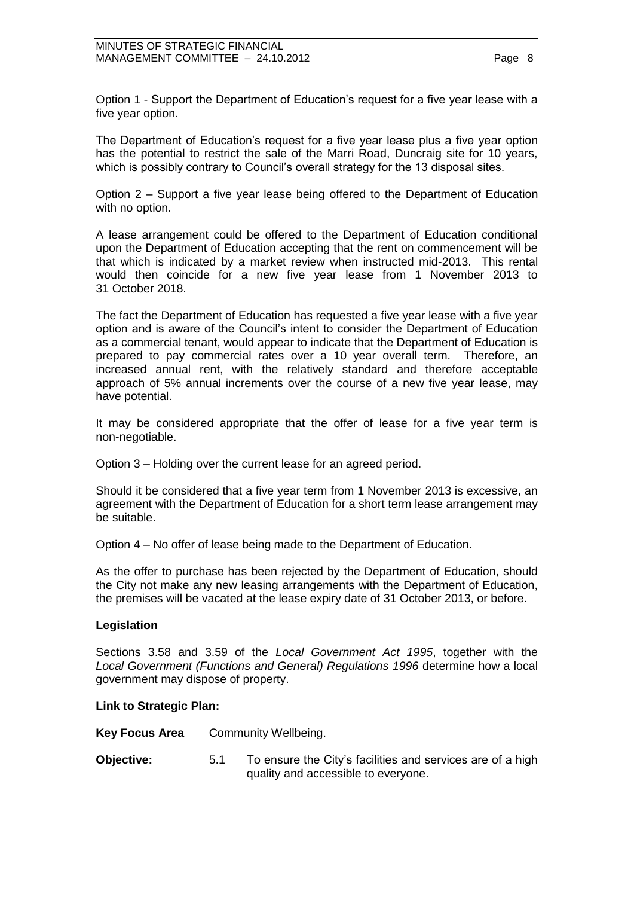Option 1 - Support the Department of Education's request for a five year lease with a five year option.

The Department of Education's request for a five year lease plus a five year option has the potential to restrict the sale of the Marri Road, Duncraig site for 10 years, which is possibly contrary to Council's overall strategy for the 13 disposal sites.

Option 2 – Support a five year lease being offered to the Department of Education with no option.

A lease arrangement could be offered to the Department of Education conditional upon the Department of Education accepting that the rent on commencement will be that which is indicated by a market review when instructed mid-2013. This rental would then coincide for a new five year lease from 1 November 2013 to 31 October 2018.

The fact the Department of Education has requested a five year lease with a five year option and is aware of the Council's intent to consider the Department of Education as a commercial tenant, would appear to indicate that the Department of Education is prepared to pay commercial rates over a 10 year overall term. Therefore, an increased annual rent, with the relatively standard and therefore acceptable approach of 5% annual increments over the course of a new five year lease, may have potential.

It may be considered appropriate that the offer of lease for a five year term is non-negotiable.

Option 3 – Holding over the current lease for an agreed period.

Should it be considered that a five year term from 1 November 2013 is excessive, an agreement with the Department of Education for a short term lease arrangement may be suitable.

Option 4 – No offer of lease being made to the Department of Education.

As the offer to purchase has been rejected by the Department of Education, should the City not make any new leasing arrangements with the Department of Education, the premises will be vacated at the lease expiry date of 31 October 2013, or before.

**Legislation**

Sections 3.58 and 3.59 of the *Local Government Act 1995*, together with the *Local Government (Functions and General) Regulations 1996* determine how a local government may dispose of property.

**Link to Strategic Plan:**

**Key Focus Area** Community Wellbeing.

**Objective:** 5.1 To ensure the City's facilities and services are of a high quality and accessible to everyone.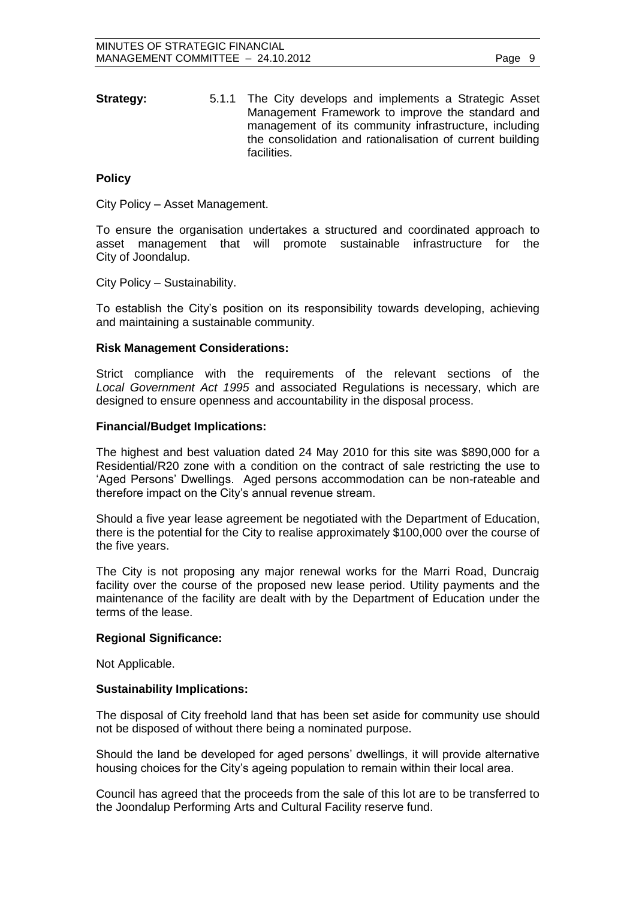**Strategy:** 5.1.1 The City develops and implements a Strategic Asset Management Framework to improve the standard and management of its community infrastructure, including the consolidation and rationalisation of current building facilities.

**Policy**

City Policy – Asset Management.

To ensure the organisation undertakes a structured and coordinated approach to asset management that will promote sustainable infrastructure for the City of Joondalup.

City Policy – Sustainability.

To establish the City's position on its responsibility towards developing, achieving and maintaining a sustainable community.

**Risk Management Considerations:**

Strict compliance with the requirements of the relevant sections of the *Local Government Act 1995* and associated Regulations is necessary, which are designed to ensure openness and accountability in the disposal process.

**Financial/Budget Implications:**

The highest and best valuation dated 24 May 2010 for this site was $890,000 for a Residential/R20 zone with a condition on the contract of sale restricting the use to 'Aged Persons' Dwellings. Aged persons accommodation can be non-rateable and therefore impact on the City's annual revenue stream.

Should a five year lease agreement be negotiated with the Department of Education, there is the potential for the City to realise approximately $100,000 over the course of the five years.

The City is not proposing any major renewal works for the Marri Road, Duncraig facility over the course of the proposed new lease period. Utility payments and the maintenance of the facility are dealt with by the Department of Education under the terms of the lease.

**Regional Significance:**

Not Applicable.

**Sustainability Implications:**

The disposal of City freehold land that has been set aside for community use should not be disposed of without there being a nominated purpose.

Should the land be developed for aged persons' dwellings, it will provide alternative housing choices for the City's ageing population to remain within their local area.

Council has agreed that the proceeds from the sale of this lot are to be transferred to the Joondalup Performing Arts and Cultural Facility reserve fund.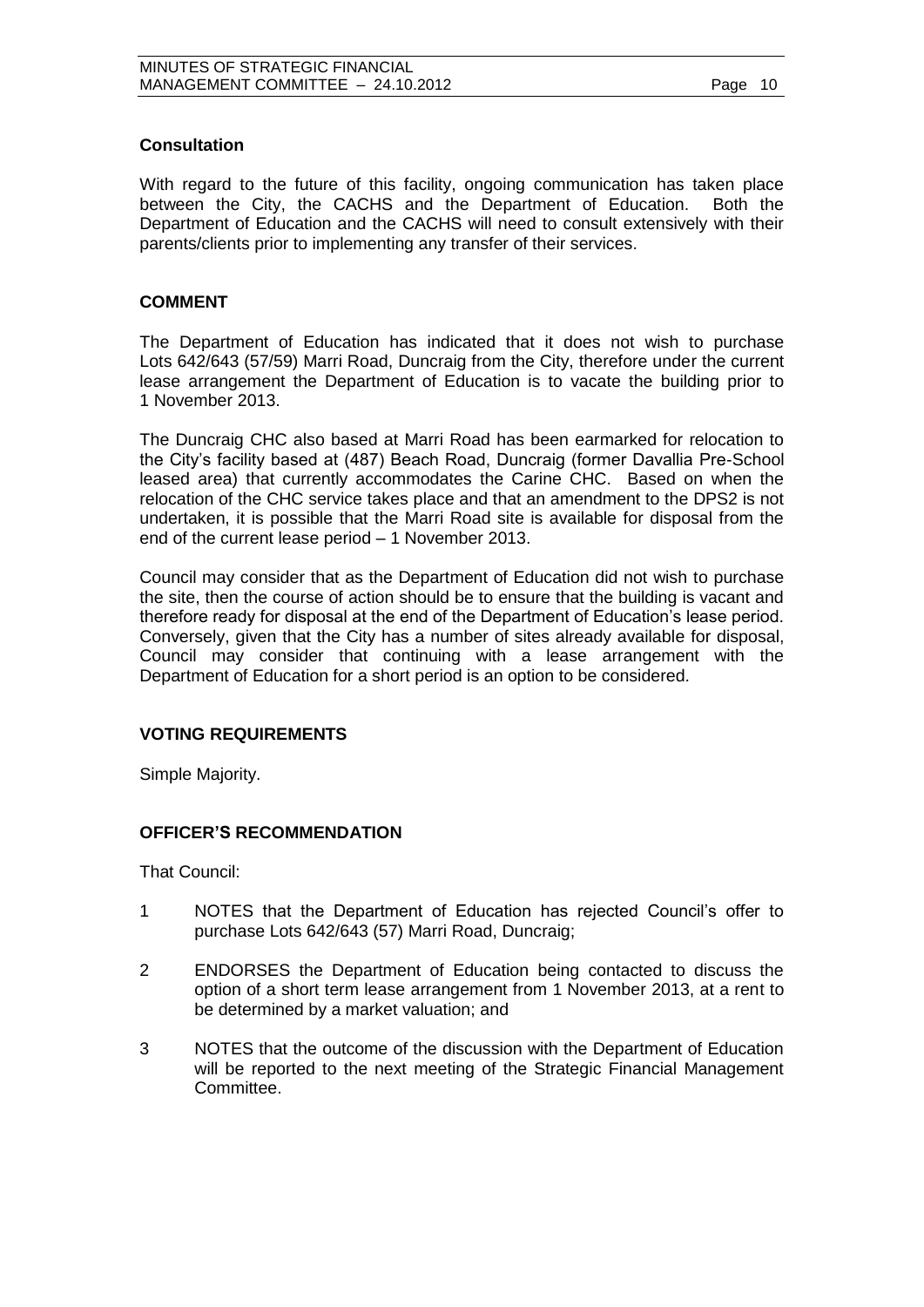### Consultation

With regard to the future of this facility, ongoing communication has taken place between the City, the CACHS and the Department of Education. Both the Department of Education and the CACHS will need to consult extensively with their parents/clients prior to implementing any transfer of their services.

## COMMENT

The Department of Education has indicated that it does not wish to purchase Lots 642/643 (57/59) Marri Road, Duncraig from the City, therefore under the current lease arrangement the Department of Education is to vacate the building prior to 1 November 2013.

The Duncraig CHC also based at Marri Road has been earmarked for relocation to the City's facility based at (487) Beach Road, Duncraig (former Davallia Pre-School leased area) that currently accommodates the Carine CHC. Based on when the relocation of the CHC service takes place and that an amendment to the DPS2 is not undertaken, it is possible that the Marri Road site is available for disposal from the end of the current lease period – 1 November 2013.

Council may consider that as the Department of Education did not wish to purchase the site, then the course of action should be to ensure that the building is vacant and therefore ready for disposal at the end of the Department of Education's lease period. Conversely, given that the City has a number of sites already available for disposal, Council may consider that continuing with a lease arrangement with the Department of Education for a short period is an option to be considered.

## VOTING REQUIREMENTS

Simple Majority.

## OFFICER'S RECOMMENDATION

That Council:

1 NOTES that the Department of Education has rejected Council's offer to purchase Lots 642/643 (57) Marri Road, Duncraig;

2 ENDORSES the Department of Education being contacted to discuss the option of a short term lease arrangement from 1 November 2013, at a rent to be determined by a market valuation; and

3 NOTES that the outcome of the discussion with the Department of Education will be reported to the next meeting of the Strategic Financial Management Committee.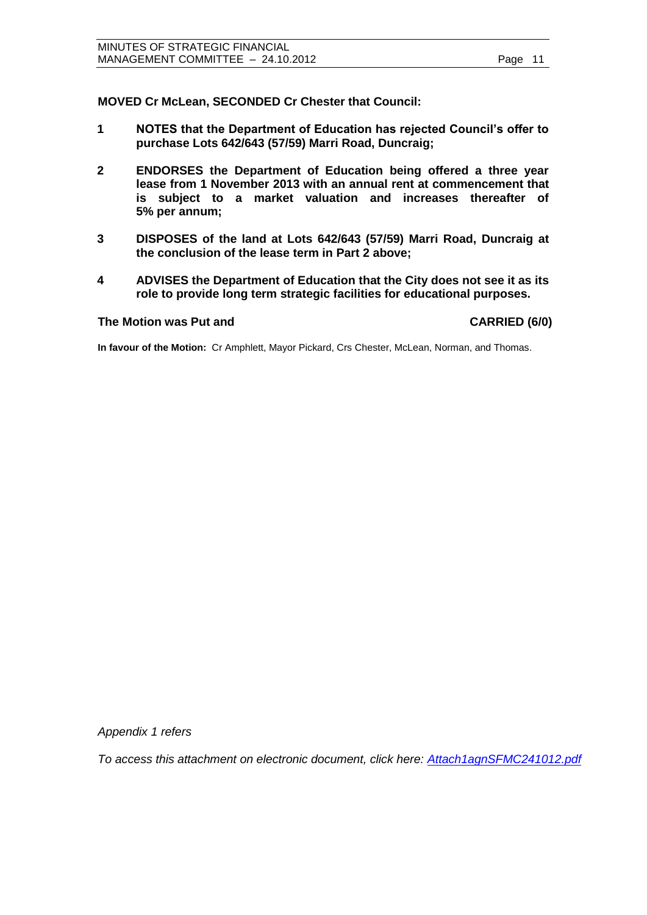**MOVED Cr McLean, SECONDED Cr Chester that Council:**

**1 NOTES that the Department of Education has rejected Council's offer to purchase Lots 642/643 (57/59) Marri Road, Duncraig;**

**2 ENDORSES the Department of Education being offered a three year lease from 1 November 2013 with an annual rent at commencement that is subject to a market valuation and increases thereafter of 5% per annum;**

**3 DISPOSES of the land at Lots 642/643 (57/59) Marri Road, Duncraig at the conclusion of the lease term in Part 2 above;**

**4 ADVISES the Department of Education that the City does not see it as its role to provide long term strategic facilities for educational purposes.**

**The Motion was Put and CARRIED (6/0)**

**In favour of the Motion:** Cr Amphlett, Mayor Pickard, Crs Chester, McLean, Norman, and Thomas.

*Appendix 1 refers*

*To access this attachment on electronic document, click here: Attach1agnSFMC241012.pdf*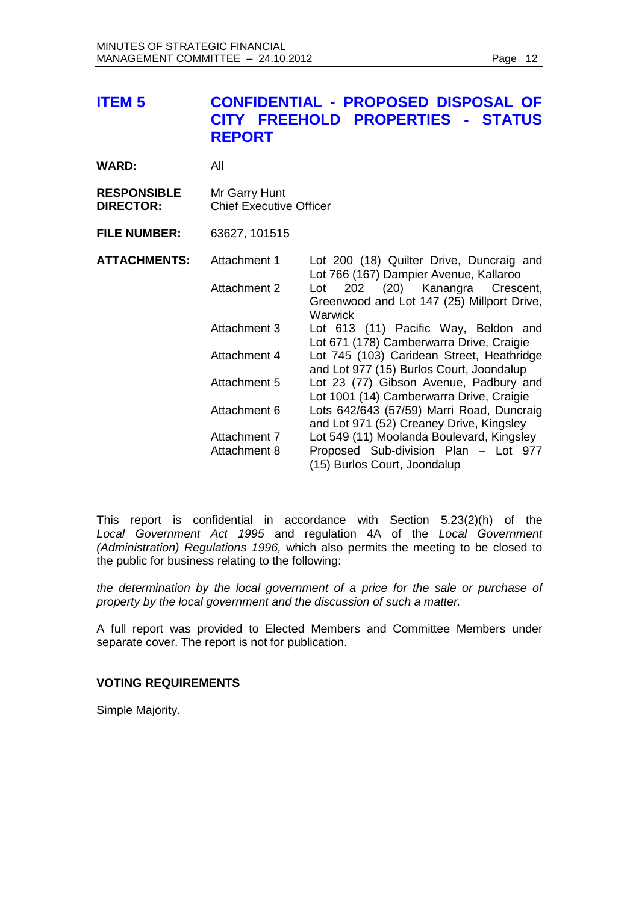## ITEM 5 CONFIDENTIAL - PROPOSED DISPOSAL OF CITY FREEHOLD PROPERTIES - STATUS REPORT

| | | |
|---|---|---|
| **WARD:** | All | |
| **RESPONSIBLE DIRECTOR:** | Mr Garry Hunt<br>Chief Executive Officer | |
| **FILE NUMBER:** | 63627, 101515 | |
| **ATTACHMENTS:** | Attachment 1 | Lot 200 (18) Quilter Drive, Duncraig and Lot 766 (167) Dampier Avenue, Kallaroo |
| | Attachment 2 | Lot 202 (20) Kanangra Crescent, Greenwood and Lot 147 (25) Millport Drive, Warwick |
| | Attachment 3 | Lot 613 (11) Pacific Way, Beldon and Lot 671 (178) Camberwarra Drive, Craigie |
| | Attachment 4 | Lot 745 (103) Caridean Street, Heathridge and Lot 977 (15) Burlos Court, Joondalup |
| | Attachment 5 | Lot 23 (77) Gibson Avenue, Padbury and Lot 1001 (14) Camberwarra Drive, Craigie |
| | Attachment 6 | Lots 642/643 (57/59) Marri Road, Duncraig and Lot 971 (52) Creaney Drive, Kingsley |
| | Attachment 7 | Lot 549 (11) Moolanda Boulevard, Kingsley |
| | Attachment 8 | Proposed Sub-division Plan – Lot 977 (15) Burlos Court, Joondalup |

This report is confidential in accordance with Section 5.23(2)(h) of the *Local Government Act 1995* and regulation 4A of the *Local Government (Administration) Regulations 1996,* which also permits the meeting to be closed to the public for business relating to the following:

*the determination by the local government of a price for the sale or purchase of property by the local government and the discussion of such a matter.*

A full report was provided to Elected Members and Committee Members under separate cover. The report is not for publication.

**VOTING REQUIREMENTS**

Simple Majority.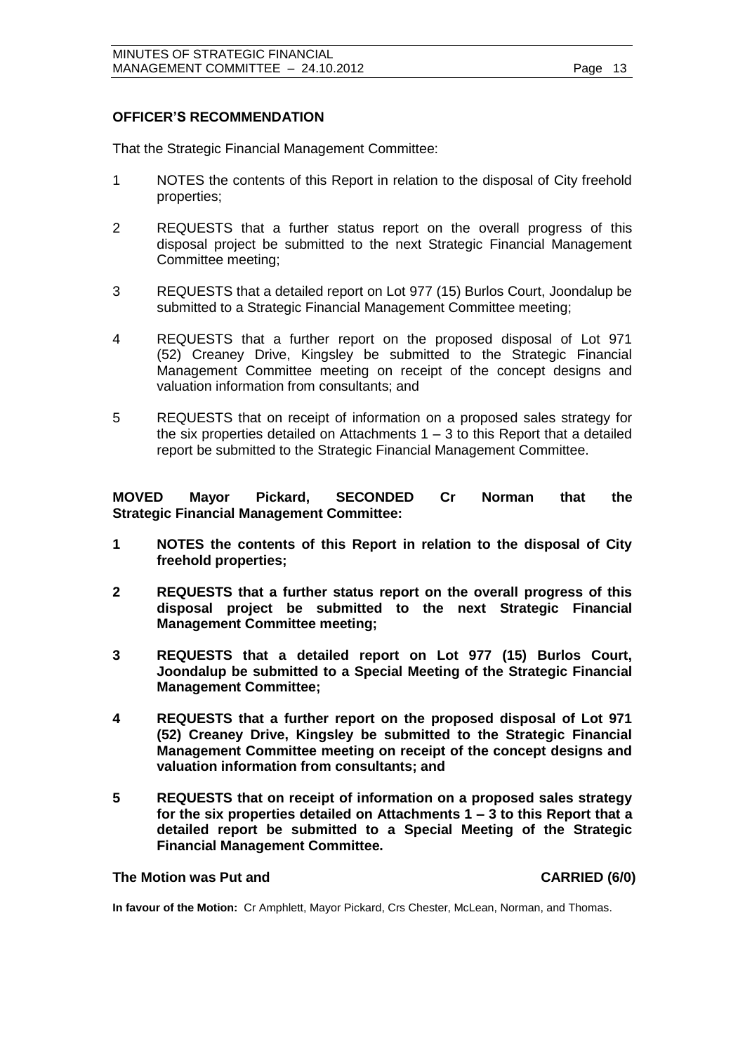**OFFICER'S RECOMMENDATION**

That the Strategic Financial Management Committee:

1. NOTES the contents of this Report in relation to the disposal of City freehold properties;

2. REQUESTS that a further status report on the overall progress of this disposal project be submitted to the next Strategic Financial Management Committee meeting;

3. REQUESTS that a detailed report on Lot 977 (15) Burlos Court, Joondalup be submitted to a Strategic Financial Management Committee meeting;

4. REQUESTS that a further report on the proposed disposal of Lot 971 (52) Creaney Drive, Kingsley be submitted to the Strategic Financial Management Committee meeting on receipt of the concept designs and valuation information from consultants; and

5. REQUESTS that on receipt of information on a proposed sales strategy for the six properties detailed on Attachments 1 – 3 to this Report that a detailed report be submitted to the Strategic Financial Management Committee.

**MOVED Mayor Pickard, SECONDED Cr Norman that the Strategic Financial Management Committee:**

**1. NOTES the contents of this Report in relation to the disposal of City freehold properties;**

**2. REQUESTS that a further status report on the overall progress of this disposal project be submitted to the next Strategic Financial Management Committee meeting;**

**3. REQUESTS that a detailed report on Lot 977 (15) Burlos Court, Joondalup be submitted to a Special Meeting of the Strategic Financial Management Committee;**

**4. REQUESTS that a further report on the proposed disposal of Lot 971 (52) Creaney Drive, Kingsley be submitted to the Strategic Financial Management Committee meeting on receipt of the concept designs and valuation information from consultants; and**

**5. REQUESTS that on receipt of information on a proposed sales strategy for the six properties detailed on Attachments 1 – 3 to this Report that a detailed report be submitted to a Special Meeting of the Strategic Financial Management Committee.**

**The Motion was Put and CARRIED (6/0)**

**In favour of the Motion:** Cr Amphlett, Mayor Pickard, Crs Chester, McLean, Norman, and Thomas.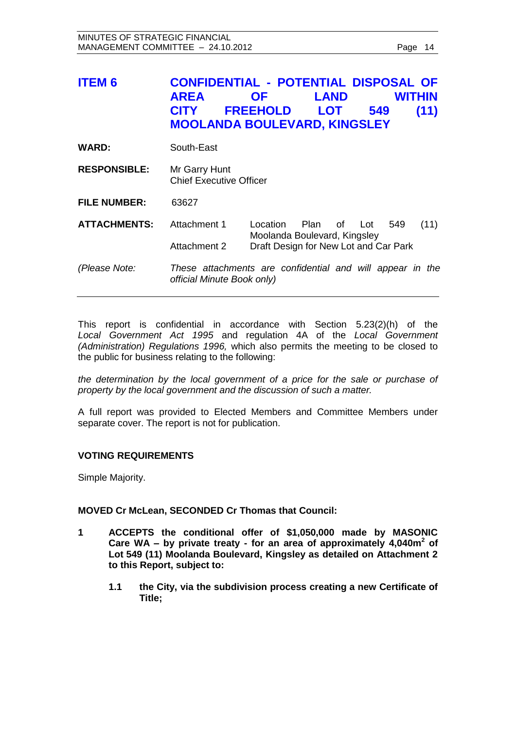## ITEM 6 CONFIDENTIAL - POTENTIAL DISPOSAL OF AREA OF LAND WITHIN CITY FREEHOLD LOT 549 (11) MOOLANDA BOULEVARD, KINGSLEY

| | | |
|---|---|---|
| **WARD:** | South-East | |
| **RESPONSIBLE:** | Mr Garry Hunt<br>Chief Executive Officer | |
| **FILE NUMBER:** | 63627 | |
| **ATTACHMENTS:** | Attachment 1 | Location Plan of Lot 549 (11) Moolanda Boulevard, Kingsley |
| | Attachment 2 | Draft Design for New Lot and Car Park |
| *(Please Note:* | *These attachments are confidential and will appear in the official Minute Book only)* | |

This report is confidential in accordance with Section 5.23(2)(h) of the *Local Government Act 1995* and regulation 4A of the *Local Government (Administration) Regulations 1996,* which also permits the meeting to be closed to the public for business relating to the following:

*the determination by the local government of a price for the sale or purchase of property by the local government and the discussion of such a matter.*

A full report was provided to Elected Members and Committee Members under separate cover. The report is not for publication.

**VOTING REQUIREMENTS**

Simple Majority.

**MOVED Cr McLean, SECONDED Cr Thomas that Council:**

**1 ACCEPTS the conditional offer of $1,050,000 made by MASONIC Care WA – by private treaty - for an area of approximately 4,040m² of Lot 549 (11) Moolanda Boulevard, Kingsley as detailed on Attachment 2 to this Report, subject to:**

**1.1 the City, via the subdivision process creating a new Certificate of Title;**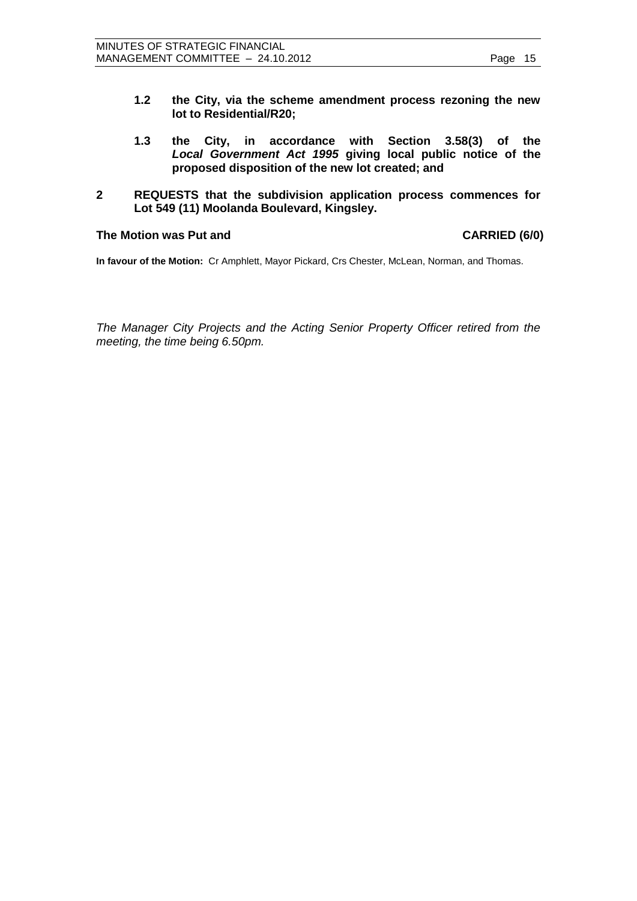**1.2 the City, via the scheme amendment process rezoning the new lot to Residential/R20;**

**1.3 the City, in accordance with Section 3.58(3) of the *Local Government Act 1995* giving local public notice of the proposed disposition of the new lot created; and**

**2 REQUESTS that the subdivision application process commences for Lot 549 (11) Moolanda Boulevard, Kingsley.**

**The Motion was Put and CARRIED (6/0)**

**In favour of the Motion:** Cr Amphlett, Mayor Pickard, Crs Chester, McLean, Norman, and Thomas.

*The Manager City Projects and the Acting Senior Property Officer retired from the meeting, the time being 6.50pm.*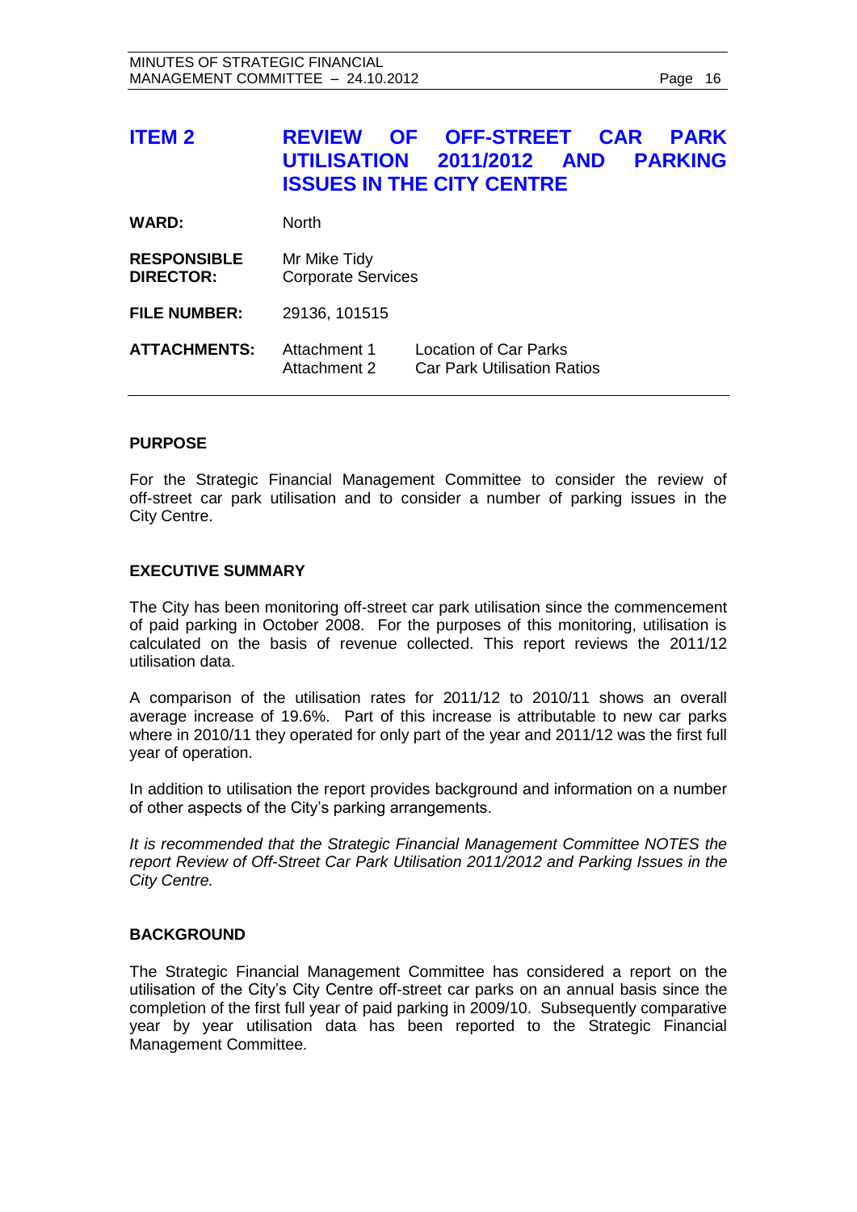# ITEM 2 REVIEW OF OFF-STREET CAR PARK UTILISATION 2011/2012 AND PARKING ISSUES IN THE CITY CENTRE

| | | |
|---|---|---|
| **WARD:** | North | |
| **RESPONSIBLE DIRECTOR:** | Mr Mike Tidy<br>Corporate Services | |
| **FILE NUMBER:** | 29136, 101515 | |
| **ATTACHMENTS:** | Attachment 1<br>Attachment 2 | Location of Car Parks<br>Car Park Utilisation Ratios |

## PURPOSE

For the Strategic Financial Management Committee to consider the review of off-street car park utilisation and to consider a number of parking issues in the City Centre.

## EXECUTIVE SUMMARY

The City has been monitoring off-street car park utilisation since the commencement of paid parking in October 2008. For the purposes of this monitoring, utilisation is calculated on the basis of revenue collected. This report reviews the 2011/12 utilisation data.

A comparison of the utilisation rates for 2011/12 to 2010/11 shows an overall average increase of 19.6%. Part of this increase is attributable to new car parks where in 2010/11 they operated for only part of the year and 2011/12 was the first full year of operation.

In addition to utilisation the report provides background and information on a number of other aspects of the City's parking arrangements.

*It is recommended that the Strategic Financial Management Committee NOTES the report Review of Off-Street Car Park Utilisation 2011/2012 and Parking Issues in the City Centre.*

## BACKGROUND

The Strategic Financial Management Committee has considered a report on the utilisation of the City's City Centre off-street car parks on an annual basis since the completion of the first full year of paid parking in 2009/10. Subsequently comparative year by year utilisation data has been reported to the Strategic Financial Management Committee.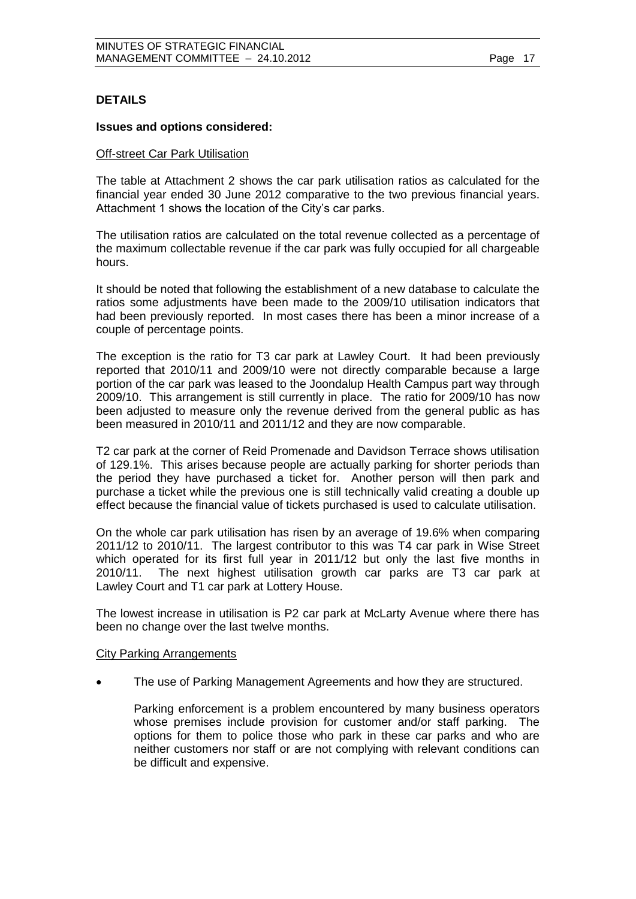## DETAILS

### Issues and options considered:

Off-street Car Park Utilisation

The table at Attachment 2 shows the car park utilisation ratios as calculated for the financial year ended 30 June 2012 comparative to the two previous financial years. Attachment 1 shows the location of the City's car parks.

The utilisation ratios are calculated on the total revenue collected as a percentage of the maximum collectable revenue if the car park was fully occupied for all chargeable hours.

It should be noted that following the establishment of a new database to calculate the ratios some adjustments have been made to the 2009/10 utilisation indicators that had been previously reported. In most cases there has been a minor increase of a couple of percentage points.

The exception is the ratio for T3 car park at Lawley Court. It had been previously reported that 2010/11 and 2009/10 were not directly comparable because a large portion of the car park was leased to the Joondalup Health Campus part way through 2009/10. This arrangement is still currently in place. The ratio for 2009/10 has now been adjusted to measure only the revenue derived from the general public as has been measured in 2010/11 and 2011/12 and they are now comparable.

T2 car park at the corner of Reid Promenade and Davidson Terrace shows utilisation of 129.1%. This arises because people are actually parking for shorter periods than the period they have purchased a ticket for. Another person will then park and purchase a ticket while the previous one is still technically valid creating a double up effect because the financial value of tickets purchased is used to calculate utilisation.

On the whole car park utilisation has risen by an average of 19.6% when comparing 2011/12 to 2010/11. The largest contributor to this was T4 car park in Wise Street which operated for its first full year in 2011/12 but only the last five months in 2010/11. The next highest utilisation growth car parks are T3 car park at Lawley Court and T1 car park at Lottery House.

The lowest increase in utilisation is P2 car park at McLarty Avenue where there has been no change over the last twelve months.

City Parking Arrangements

- The use of Parking Management Agreements and how they are structured.

  Parking enforcement is a problem encountered by many business operators whose premises include provision for customer and/or staff parking. The options for them to police those who park in these car parks and who are neither customers nor staff or are not complying with relevant conditions can be difficult and expensive.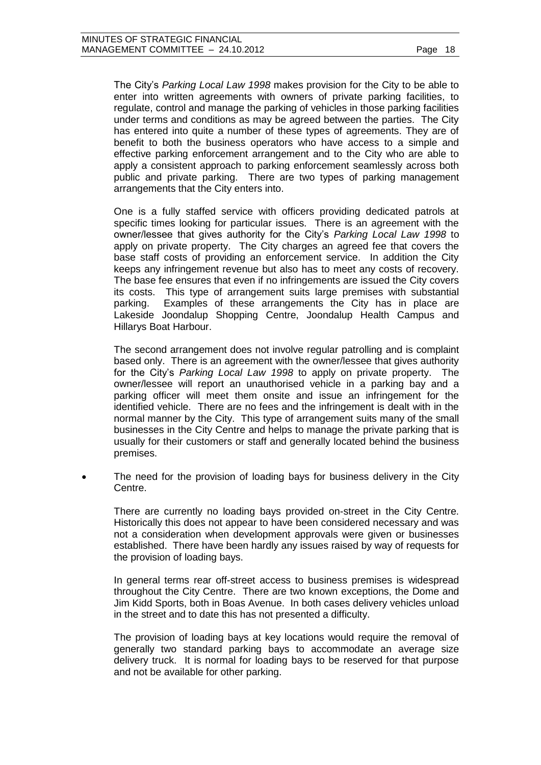The City's *Parking Local Law 1998* makes provision for the City to be able to enter into written agreements with owners of private parking facilities, to regulate, control and manage the parking of vehicles in those parking facilities under terms and conditions as may be agreed between the parties. The City has entered into quite a number of these types of agreements. They are of benefit to both the business operators who have access to a simple and effective parking enforcement arrangement and to the City who are able to apply a consistent approach to parking enforcement seamlessly across both public and private parking. There are two types of parking management arrangements that the City enters into.

One is a fully staffed service with officers providing dedicated patrols at specific times looking for particular issues. There is an agreement with the owner/lessee that gives authority for the City's *Parking Local Law 1998* to apply on private property. The City charges an agreed fee that covers the base staff costs of providing an enforcement service. In addition the City keeps any infringement revenue but also has to meet any costs of recovery. The base fee ensures that even if no infringements are issued the City covers its costs. This type of arrangement suits large premises with substantial parking. Examples of these arrangements the City has in place are Lakeside Joondalup Shopping Centre, Joondalup Health Campus and Hillarys Boat Harbour.

The second arrangement does not involve regular patrolling and is complaint based only. There is an agreement with the owner/lessee that gives authority for the City's *Parking Local Law 1998* to apply on private property. The owner/lessee will report an unauthorised vehicle in a parking bay and a parking officer will meet them onsite and issue an infringement for the identified vehicle. There are no fees and the infringement is dealt with in the normal manner by the City. This type of arrangement suits many of the small businesses in the City Centre and helps to manage the private parking that is usually for their customers or staff and generally located behind the business premises.

- The need for the provision of loading bays for business delivery in the City Centre.

  There are currently no loading bays provided on-street in the City Centre. Historically this does not appear to have been considered necessary and was not a consideration when development approvals were given or businesses established. There have been hardly any issues raised by way of requests for the provision of loading bays.

  In general terms rear off-street access to business premises is widespread throughout the City Centre. There are two known exceptions, the Dome and Jim Kidd Sports, both in Boas Avenue. In both cases delivery vehicles unload in the street and to date this has not presented a difficulty.

  The provision of loading bays at key locations would require the removal of generally two standard parking bays to accommodate an average size delivery truck. It is normal for loading bays to be reserved for that purpose and not be available for other parking.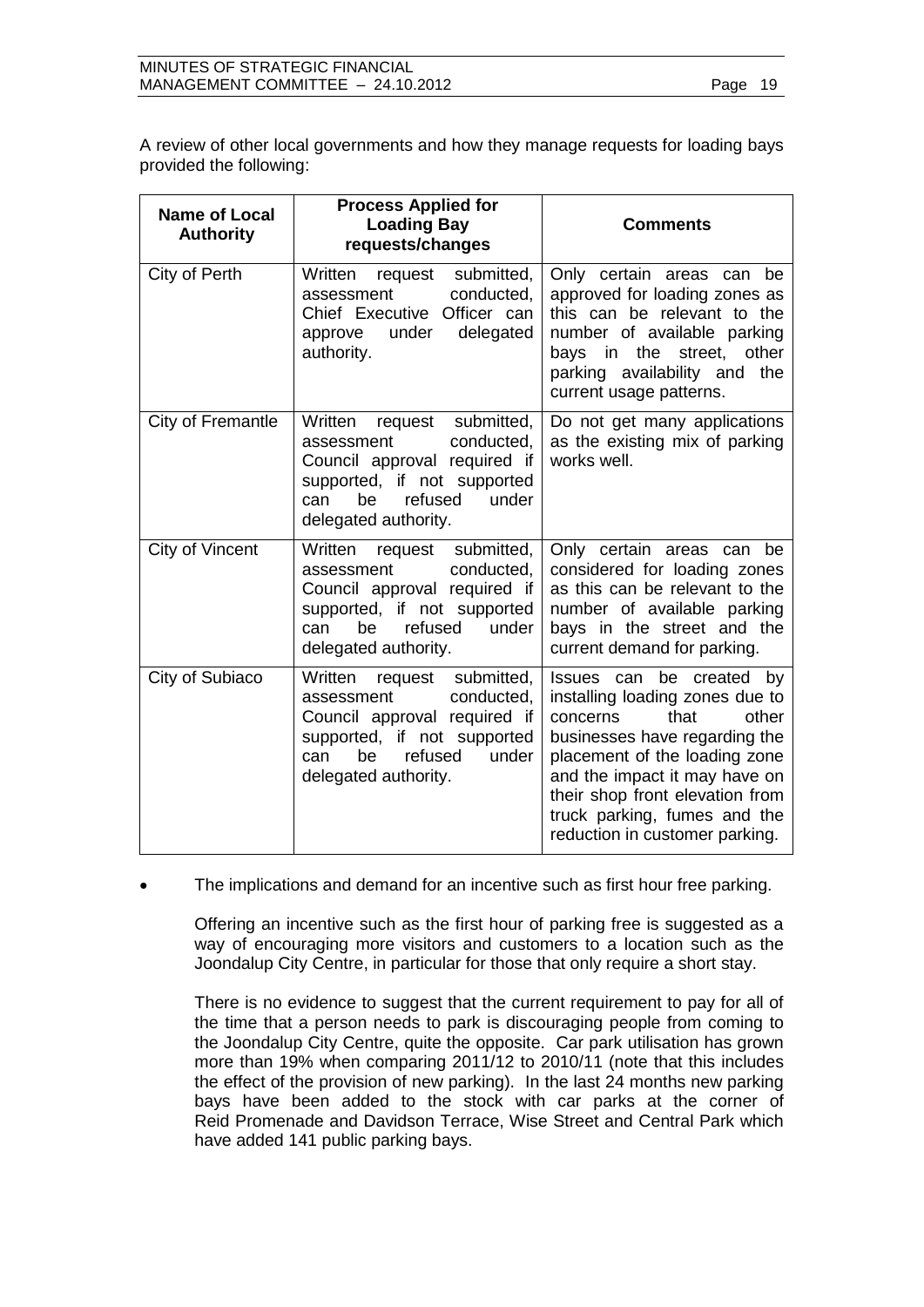A review of other local governments and how they manage requests for loading bays provided the following:

| Name of Local Authority | Process Applied for Loading Bay requests/changes | Comments |
| --- | --- | --- |
| City of Perth | Written request submitted, assessment conducted, Chief Executive Officer can approve under delegated authority. | Only certain areas can be approved for loading zones as this can be relevant to the number of available parking bays in the street, other parking availability and the current usage patterns. |
| City of Fremantle | Written request submitted, assessment conducted, Council approval required if supported, if not supported can be refused under delegated authority. | Do not get many applications as the existing mix of parking works well. |
| City of Vincent | Written request submitted, assessment conducted, Council approval required if supported, if not supported can be refused under delegated authority. | Only certain areas can be considered for loading zones as this can be relevant to the number of available parking bays in the street and the current demand for parking. |
| City of Subiaco | Written request submitted, assessment conducted, Council approval required if supported, if not supported can be refused under delegated authority. | Issues can be created by installing loading zones due to concerns that other businesses have regarding the placement of the loading zone and the impact it may have on their shop front elevation from truck parking, fumes and the reduction in customer parking. |

- The implications and demand for an incentive such as first hour free parking.

  Offering an incentive such as the first hour of parking free is suggested as a way of encouraging more visitors and customers to a location such as the Joondalup City Centre, in particular for those that only require a short stay.

  There is no evidence to suggest that the current requirement to pay for all of the time that a person needs to park is discouraging people from coming to the Joondalup City Centre, quite the opposite. Car park utilisation has grown more than 19% when comparing 2011/12 to 2010/11 (note that this includes the effect of the provision of new parking). In the last 24 months new parking bays have been added to the stock with car parks at the corner of Reid Promenade and Davidson Terrace, Wise Street and Central Park which have added 141 public parking bays.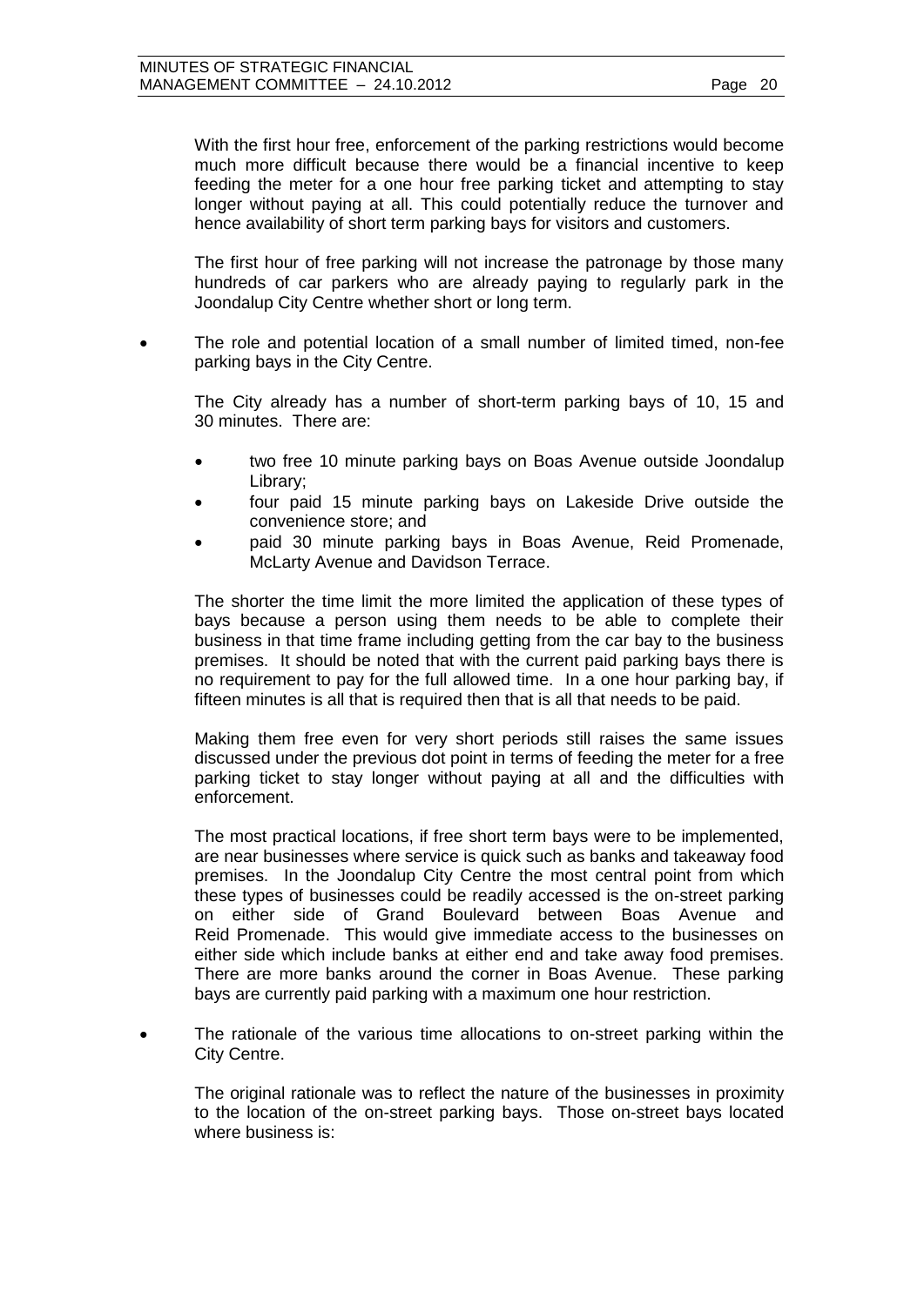With the first hour free, enforcement of the parking restrictions would become much more difficult because there would be a financial incentive to keep feeding the meter for a one hour free parking ticket and attempting to stay longer without paying at all. This could potentially reduce the turnover and hence availability of short term parking bays for visitors and customers.

The first hour of free parking will not increase the patronage by those many hundreds of car parkers who are already paying to regularly park in the Joondalup City Centre whether short or long term.

- The role and potential location of a small number of limited timed, non-fee parking bays in the City Centre.

  The City already has a number of short-term parking bays of 10, 15 and 30 minutes. There are:

  - two free 10 minute parking bays on Boas Avenue outside Joondalup Library;
  - four paid 15 minute parking bays on Lakeside Drive outside the convenience store; and
  - paid 30 minute parking bays in Boas Avenue, Reid Promenade, McLarty Avenue and Davidson Terrace.

  The shorter the time limit the more limited the application of these types of bays because a person using them needs to be able to complete their business in that time frame including getting from the car bay to the business premises. It should be noted that with the current paid parking bays there is no requirement to pay for the full allowed time. In a one hour parking bay, if fifteen minutes is all that is required then that is all that needs to be paid.

  Making them free even for very short periods still raises the same issues discussed under the previous dot point in terms of feeding the meter for a free parking ticket to stay longer without paying at all and the difficulties with enforcement.

  The most practical locations, if free short term bays were to be implemented, are near businesses where service is quick such as banks and takeaway food premises. In the Joondalup City Centre the most central point from which these types of businesses could be readily accessed is the on-street parking on either side of Grand Boulevard between Boas Avenue and Reid Promenade. This would give immediate access to the businesses on either side which include banks at either end and take away food premises. There are more banks around the corner in Boas Avenue. These parking bays are currently paid parking with a maximum one hour restriction.

- The rationale of the various time allocations to on-street parking within the City Centre.

  The original rationale was to reflect the nature of the businesses in proximity to the location of the on-street parking bays. Those on-street bays located where business is: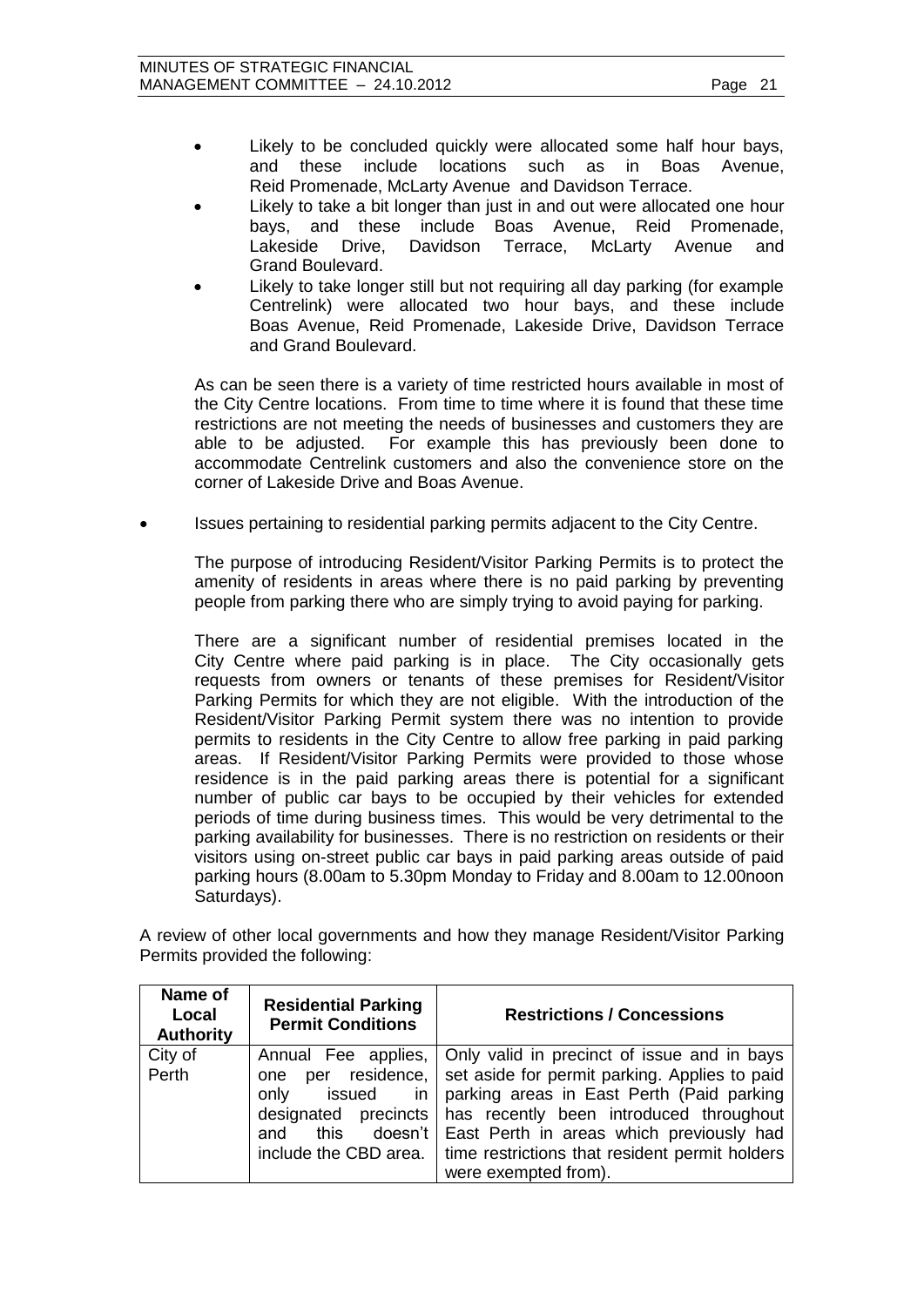- Likely to be concluded quickly were allocated some half hour bays, and these include locations such as in Boas Avenue, Reid Promenade, McLarty Avenue and Davidson Terrace.
- Likely to take a bit longer than just in and out were allocated one hour bays, and these include Boas Avenue, Reid Promenade, Lakeside Drive, Davidson Terrace, McLarty Avenue and Grand Boulevard.
- Likely to take longer still but not requiring all day parking (for example Centrelink) were allocated two hour bays, and these include Boas Avenue, Reid Promenade, Lakeside Drive, Davidson Terrace and Grand Boulevard.

As can be seen there is a variety of time restricted hours available in most of the City Centre locations. From time to time where it is found that these time restrictions are not meeting the needs of businesses and customers they are able to be adjusted. For example this has previously been done to accommodate Centrelink customers and also the convenience store on the corner of Lakeside Drive and Boas Avenue.

- Issues pertaining to residential parking permits adjacent to the City Centre.

  The purpose of introducing Resident/Visitor Parking Permits is to protect the amenity of residents in areas where there is no paid parking by preventing people from parking there who are simply trying to avoid paying for parking.

  There are a significant number of residential premises located in the City Centre where paid parking is in place. The City occasionally gets requests from owners or tenants of these premises for Resident/Visitor Parking Permits for which they are not eligible. With the introduction of the Resident/Visitor Parking Permit system there was no intention to provide permits to residents in the City Centre to allow free parking in paid parking areas. If Resident/Visitor Parking Permits were provided to those whose residence is in the paid parking areas there is potential for a significant number of public car bays to be occupied by their vehicles for extended periods of time during business times. This would be very detrimental to the parking availability for businesses. There is no restriction on residents or their visitors using on-street public car bays in paid parking areas outside of paid parking hours (8.00am to 5.30pm Monday to Friday and 8.00am to 12.00noon Saturdays).

A review of other local governments and how they manage Resident/Visitor Parking Permits provided the following:

| Name of Local Authority | Residential Parking Permit Conditions | Restrictions / Concessions |
|---|---|---|
| City of Perth | Annual Fee applies, one per residence, only issued in designated precincts and this doesn't include the CBD area. | Only valid in precinct of issue and in bays set aside for permit parking. Applies to paid parking areas in East Perth (Paid parking has recently been introduced throughout East Perth in areas which previously had time restrictions that resident permit holders were exempted from). |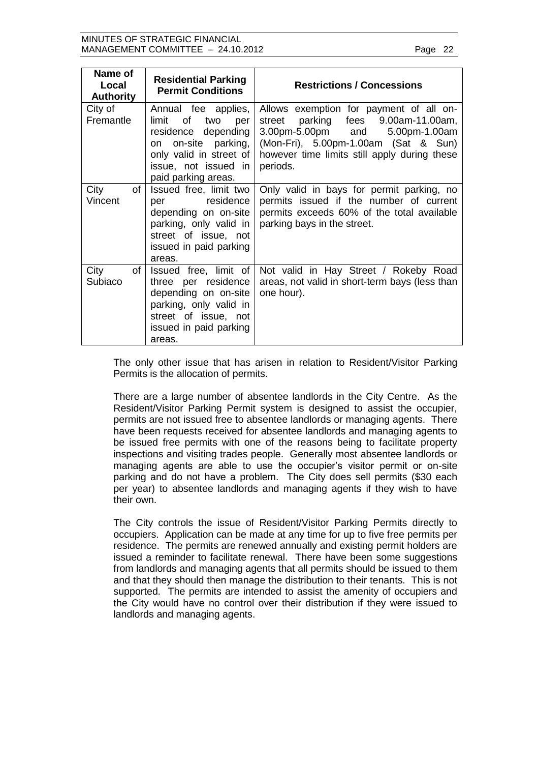| Name of Local Authority | Residential Parking Permit Conditions | Restrictions / Concessions |
|---|---|---|
| City of Fremantle | Annual fee applies, limit of two per residence depending on on-site parking, only valid in street of issue, not issued in paid parking areas. | Allows exemption for payment of all on-street parking fees 9.00am-11.00am, 3.00pm-5.00pm and 5.00pm-1.00am (Mon-Fri), 5.00pm-1.00am (Sat & Sun) however time limits still apply during these periods. |
| City of Vincent | Issued free, limit two per residence depending on on-site parking, only valid in street of issue, not issued in paid parking areas. | Only valid in bays for permit parking, no permits issued if the number of current permits exceeds 60% of the total available parking bays in the street. |
| City of Subiaco | Issued free, limit of three per residence depending on on-site parking, only valid in street of issue, not issued in paid parking areas. | Not valid in Hay Street / Rokeby Road areas, not valid in short-term bays (less than one hour). |

The only other issue that has arisen in relation to Resident/Visitor Parking Permits is the allocation of permits.

There are a large number of absentee landlords in the City Centre. As the Resident/Visitor Parking Permit system is designed to assist the occupier, permits are not issued free to absentee landlords or managing agents. There have been requests received for absentee landlords and managing agents to be issued free permits with one of the reasons being to facilitate property inspections and visiting trades people. Generally most absentee landlords or managing agents are able to use the occupier's visitor permit or on-site parking and do not have a problem. The City does sell permits ($30 each per year) to absentee landlords and managing agents if they wish to have their own.

The City controls the issue of Resident/Visitor Parking Permits directly to occupiers. Application can be made at any time for up to five free permits per residence. The permits are renewed annually and existing permit holders are issued a reminder to facilitate renewal. There have been some suggestions from landlords and managing agents that all permits should be issued to them and that they should then manage the distribution to their tenants. This is not supported. The permits are intended to assist the amenity of occupiers and the City would have no control over their distribution if they were issued to landlords and managing agents.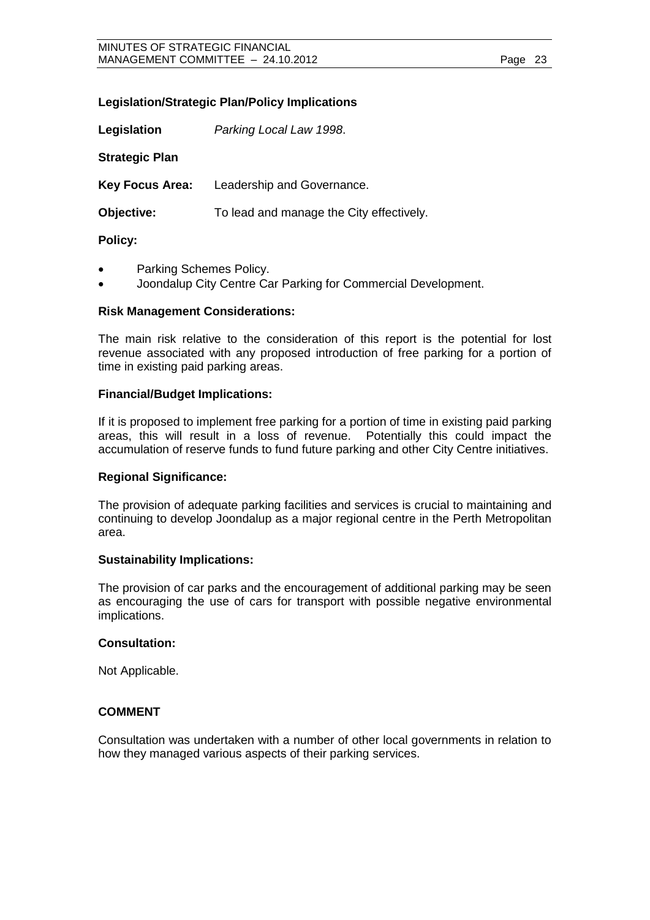**Legislation/Strategic Plan/Policy Implications**

**Legislation** *Parking Local Law 1998*.

**Strategic Plan**

**Key Focus Area:** Leadership and Governance.

**Objective:** To lead and manage the City effectively.

**Policy:**

- Parking Schemes Policy.
- Joondalup City Centre Car Parking for Commercial Development.

**Risk Management Considerations:**

The main risk relative to the consideration of this report is the potential for lost revenue associated with any proposed introduction of free parking for a portion of time in existing paid parking areas.

**Financial/Budget Implications:**

If it is proposed to implement free parking for a portion of time in existing paid parking areas, this will result in a loss of revenue. Potentially this could impact the accumulation of reserve funds to fund future parking and other City Centre initiatives.

**Regional Significance:**

The provision of adequate parking facilities and services is crucial to maintaining and continuing to develop Joondalup as a major regional centre in the Perth Metropolitan area.

**Sustainability Implications:**

The provision of car parks and the encouragement of additional parking may be seen as encouraging the use of cars for transport with possible negative environmental implications.

**Consultation:**

Not Applicable.

**COMMENT**

Consultation was undertaken with a number of other local governments in relation to how they managed various aspects of their parking services.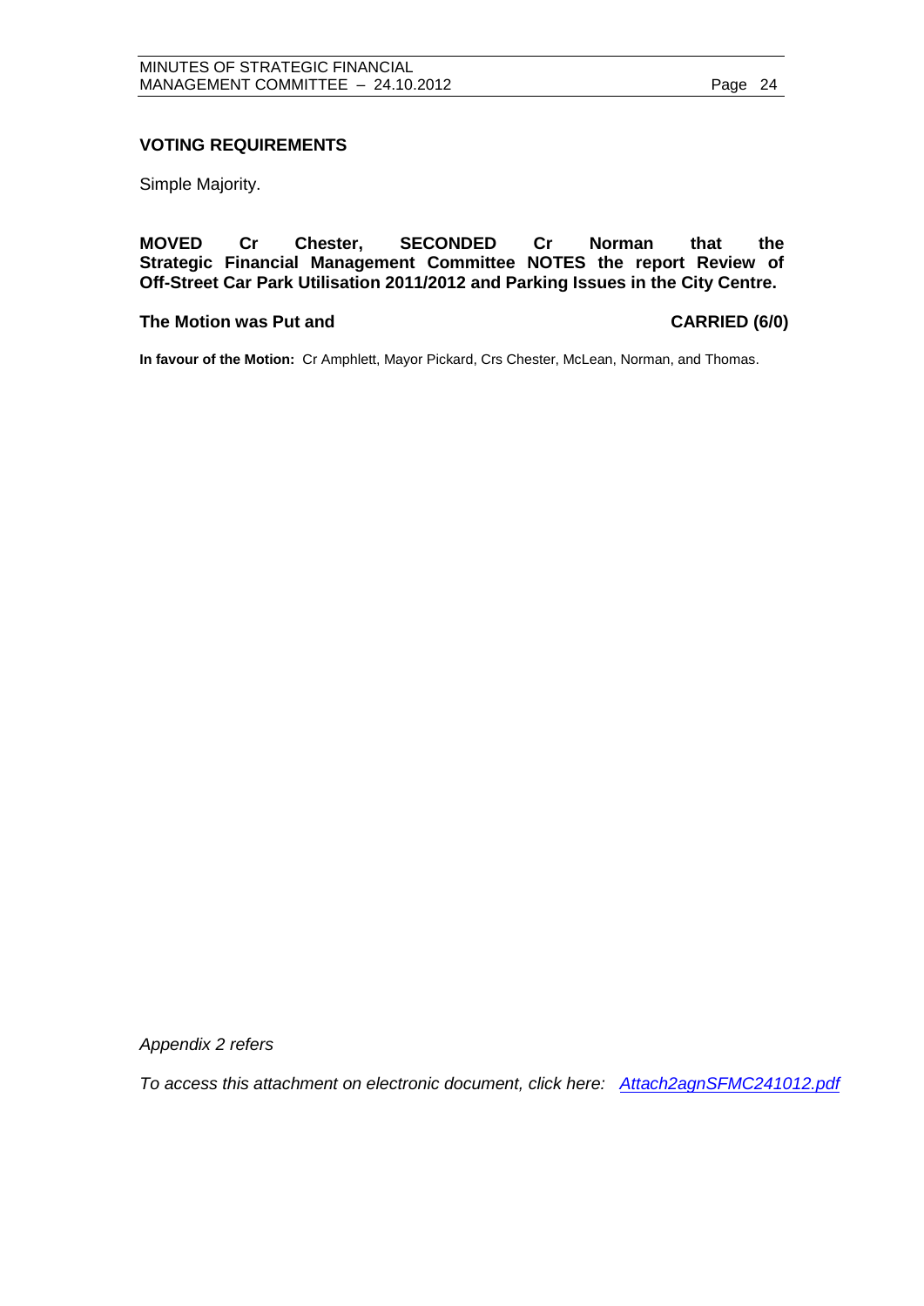### VOTING REQUIREMENTS

Simple Majority.

**MOVED Cr Chester, SECONDED Cr Norman that the Strategic Financial Management Committee NOTES the report Review of Off-Street Car Park Utilisation 2011/2012 and Parking Issues in the City Centre.**

**The Motion was Put and CARRIED (6/0)**

**In favour of the Motion:** Cr Amphlett, Mayor Pickard, Crs Chester, McLean, Norman, and Thomas.

*Appendix 2 refers*

*To access this attachment on electronic document, click here: Attach2agnSFMC241012.pdf*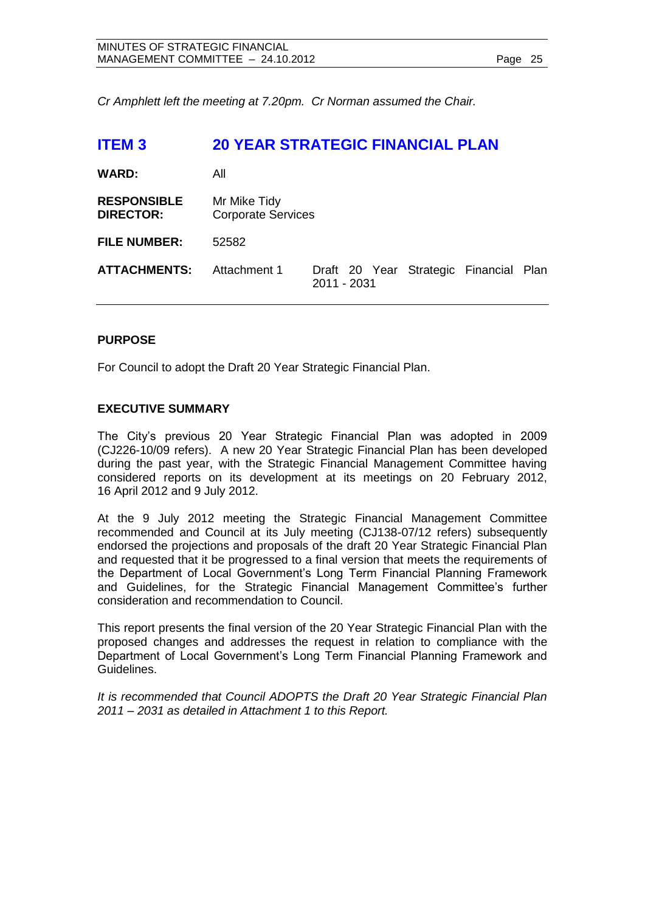*Cr Amphlett left the meeting at 7.20pm. Cr Norman assumed the Chair.*

# ITEM 3 20 YEAR STRATEGIC FINANCIAL PLAN

| | | |
|---|---|---|
| **WARD:** | All | |
| **RESPONSIBLE DIRECTOR:** | Mr Mike Tidy<br>Corporate Services | |
| **FILE NUMBER:** | 52582 | |
| **ATTACHMENTS:** | Attachment 1 | Draft 20 Year Strategic Financial Plan 2011 - 2031 |

### PURPOSE

For Council to adopt the Draft 20 Year Strategic Financial Plan.

### EXECUTIVE SUMMARY

The City's previous 20 Year Strategic Financial Plan was adopted in 2009 (CJ226-10/09 refers). A new 20 Year Strategic Financial Plan has been developed during the past year, with the Strategic Financial Management Committee having considered reports on its development at its meetings on 20 February 2012, 16 April 2012 and 9 July 2012.

At the 9 July 2012 meeting the Strategic Financial Management Committee recommended and Council at its July meeting (CJ138-07/12 refers) subsequently endorsed the projections and proposals of the draft 20 Year Strategic Financial Plan and requested that it be progressed to a final version that meets the requirements of the Department of Local Government's Long Term Financial Planning Framework and Guidelines, for the Strategic Financial Management Committee's further consideration and recommendation to Council.

This report presents the final version of the 20 Year Strategic Financial Plan with the proposed changes and addresses the request in relation to compliance with the Department of Local Government's Long Term Financial Planning Framework and Guidelines.

*It is recommended that Council ADOPTS the Draft 20 Year Strategic Financial Plan 2011 – 2031 as detailed in Attachment 1 to this Report.*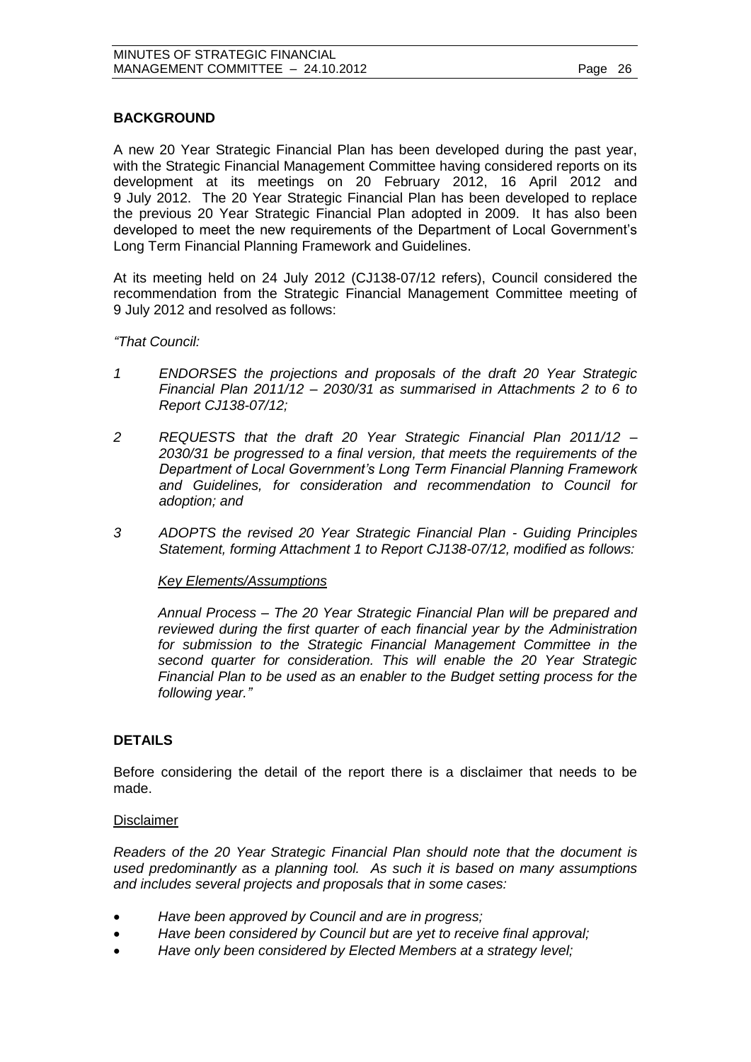## BACKGROUND

A new 20 Year Strategic Financial Plan has been developed during the past year, with the Strategic Financial Management Committee having considered reports on its development at its meetings on 20 February 2012, 16 April 2012 and 9 July 2012. The 20 Year Strategic Financial Plan has been developed to replace the previous 20 Year Strategic Financial Plan adopted in 2009. It has also been developed to meet the new requirements of the Department of Local Government's Long Term Financial Planning Framework and Guidelines.

At its meeting held on 24 July 2012 (CJ138-07/12 refers), Council considered the recommendation from the Strategic Financial Management Committee meeting of 9 July 2012 and resolved as follows:

*"That Council:*

*1 ENDORSES the projections and proposals of the draft 20 Year Strategic Financial Plan 2011/12 – 2030/31 as summarised in Attachments 2 to 6 to Report CJ138-07/12;*

*2 REQUESTS that the draft 20 Year Strategic Financial Plan 2011/12 – 2030/31 be progressed to a final version, that meets the requirements of the Department of Local Government's Long Term Financial Planning Framework and Guidelines, for consideration and recommendation to Council for adoption; and*

*3 ADOPTS the revised 20 Year Strategic Financial Plan - Guiding Principles Statement, forming Attachment 1 to Report CJ138-07/12, modified as follows:*

*Key Elements/Assumptions*

*Annual Process – The 20 Year Strategic Financial Plan will be prepared and reviewed during the first quarter of each financial year by the Administration for submission to the Strategic Financial Management Committee in the second quarter for consideration. This will enable the 20 Year Strategic Financial Plan to be used as an enabler to the Budget setting process for the following year."*

## DETAILS

Before considering the detail of the report there is a disclaimer that needs to be made.

Disclaimer

*Readers of the 20 Year Strategic Financial Plan should note that the document is used predominantly as a planning tool. As such it is based on many assumptions and includes several projects and proposals that in some cases:*

- *Have been approved by Council and are in progress;*
- *Have been considered by Council but are yet to receive final approval;*
- *Have only been considered by Elected Members at a strategy level;*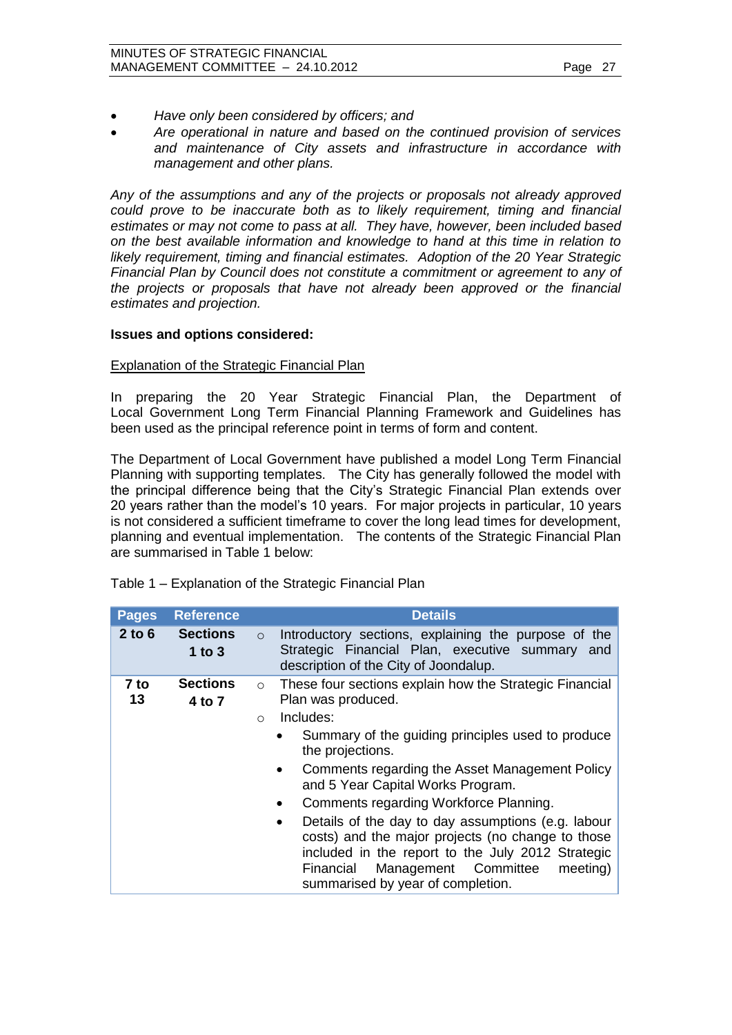- *Have only been considered by officers; and*
- *Are operational in nature and based on the continued provision of services and maintenance of City assets and infrastructure in accordance with management and other plans.*

*Any of the assumptions and any of the projects or proposals not already approved could prove to be inaccurate both as to likely requirement, timing and financial estimates or may not come to pass at all. They have, however, been included based on the best available information and knowledge to hand at this time in relation to likely requirement, timing and financial estimates. Adoption of the 20 Year Strategic Financial Plan by Council does not constitute a commitment or agreement to any of the projects or proposals that have not already been approved or the financial estimates and projection.*

**Issues and options considered:**

Explanation of the Strategic Financial Plan

In preparing the 20 Year Strategic Financial Plan, the Department of Local Government Long Term Financial Planning Framework and Guidelines has been used as the principal reference point in terms of form and content.

The Department of Local Government have published a model Long Term Financial Planning with supporting templates. The City has generally followed the model with the principal difference being that the City's Strategic Financial Plan extends over 20 years rather than the model's 10 years. For major projects in particular, 10 years is not considered a sufficient timeframe to cover the long lead times for development, planning and eventual implementation. The contents of the Strategic Financial Plan are summarised in Table 1 below:

Table 1 – Explanation of the Strategic Financial Plan

| Pages | Reference | Details |
|---|---|---|
| **2 to 6** | **Sections 1 to 3** | ○ Introductory sections, explaining the purpose of the Strategic Financial Plan, executive summary and description of the City of Joondalup. |
| **7 to 13** | **Sections 4 to 7** | ○ These four sections explain how the Strategic Financial Plan was produced.<br>○ Includes:<br>• Summary of the guiding principles used to produce the projections.<br>• Comments regarding the Asset Management Policy and 5 Year Capital Works Program.<br>• Comments regarding Workforce Planning.<br>• Details of the day to day assumptions (e.g. labour costs) and the major projects (no change to those included in the report to the July 2012 Strategic Financial Management Committee meeting) summarised by year of completion. |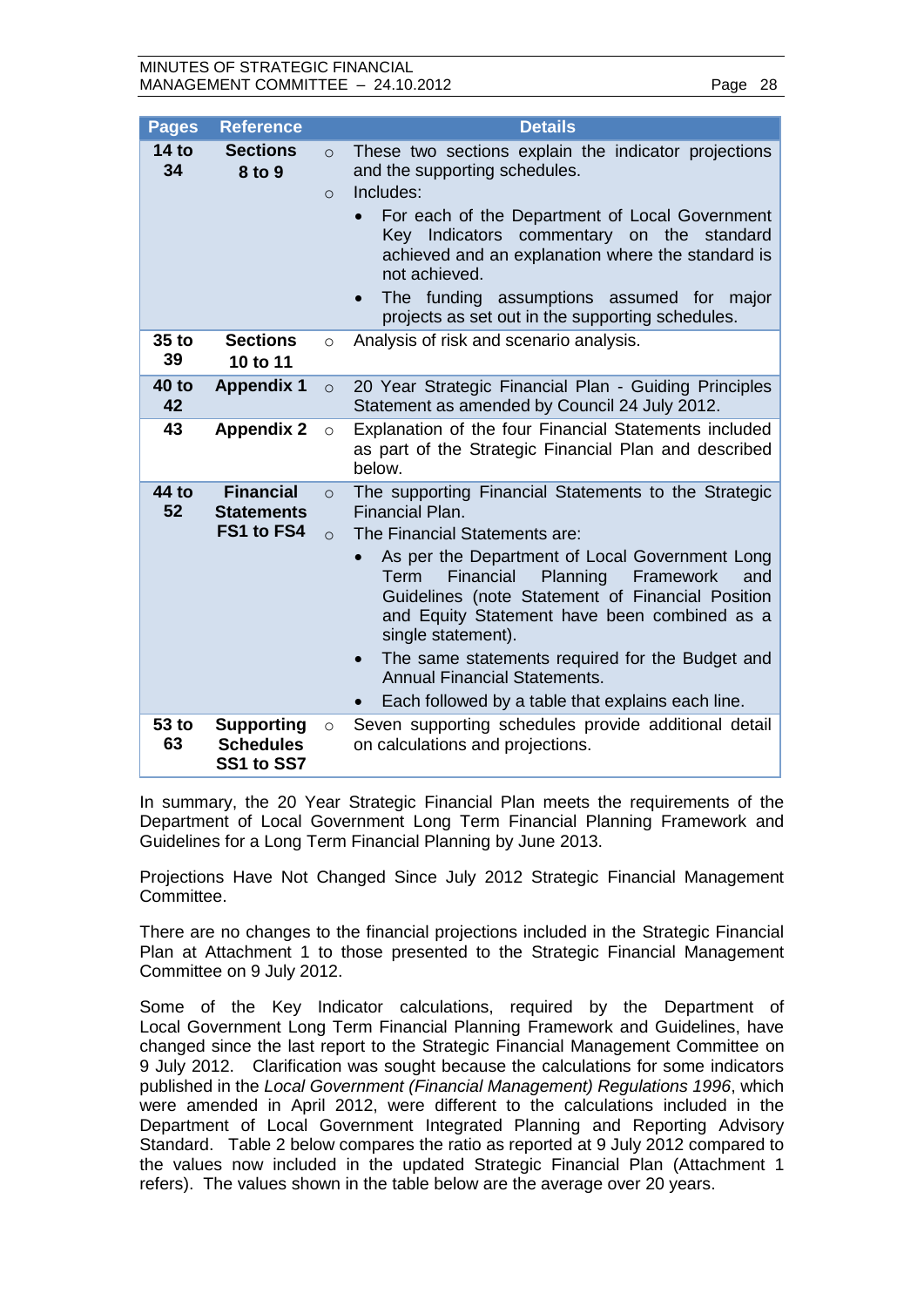| Pages | Reference | Details |
|---|---|---|
| 14 to 34 | **Sections 8 to 9** | ○ These two sections explain the indicator projections and the supporting schedules.<br>○ Includes:<br>• For each of the Department of Local Government Key Indicators commentary on the standard achieved and an explanation where the standard is not achieved.<br>• The funding assumptions assumed for major projects as set out in the supporting schedules. |
| 35 to 39 | **Sections 10 to 11** | ○ Analysis of risk and scenario analysis. |
| 40 to 42 | **Appendix 1** | ○ 20 Year Strategic Financial Plan - Guiding Principles Statement as amended by Council 24 July 2012. |
| 43 | **Appendix 2** | ○ Explanation of the four Financial Statements included as part of the Strategic Financial Plan and described below. |
| 44 to 52 | **Financial Statements FS1 to FS4** | ○ The supporting Financial Statements to the Strategic Financial Plan.<br>○ The Financial Statements are:<br>• As per the Department of Local Government Long Term Financial Planning Framework and Guidelines (note Statement of Financial Position and Equity Statement have been combined as a single statement).<br>• The same statements required for the Budget and Annual Financial Statements.<br>• Each followed by a table that explains each line. |
| 53 to 63 | **Supporting Schedules SS1 to SS7** | ○ Seven supporting schedules provide additional detail on calculations and projections. |

In summary, the 20 Year Strategic Financial Plan meets the requirements of the Department of Local Government Long Term Financial Planning Framework and Guidelines for a Long Term Financial Planning by June 2013.

Projections Have Not Changed Since July 2012 Strategic Financial Management Committee.

There are no changes to the financial projections included in the Strategic Financial Plan at Attachment 1 to those presented to the Strategic Financial Management Committee on 9 July 2012.

Some of the Key Indicator calculations, required by the Department of Local Government Long Term Financial Planning Framework and Guidelines, have changed since the last report to the Strategic Financial Management Committee on 9 July 2012. Clarification was sought because the calculations for some indicators published in the *Local Government (Financial Management) Regulations 1996*, which were amended in April 2012, were different to the calculations included in the Department of Local Government Integrated Planning and Reporting Advisory Standard. Table 2 below compares the ratio as reported at 9 July 2012 compared to the values now included in the updated Strategic Financial Plan (Attachment 1 refers). The values shown in the table below are the average over 20 years.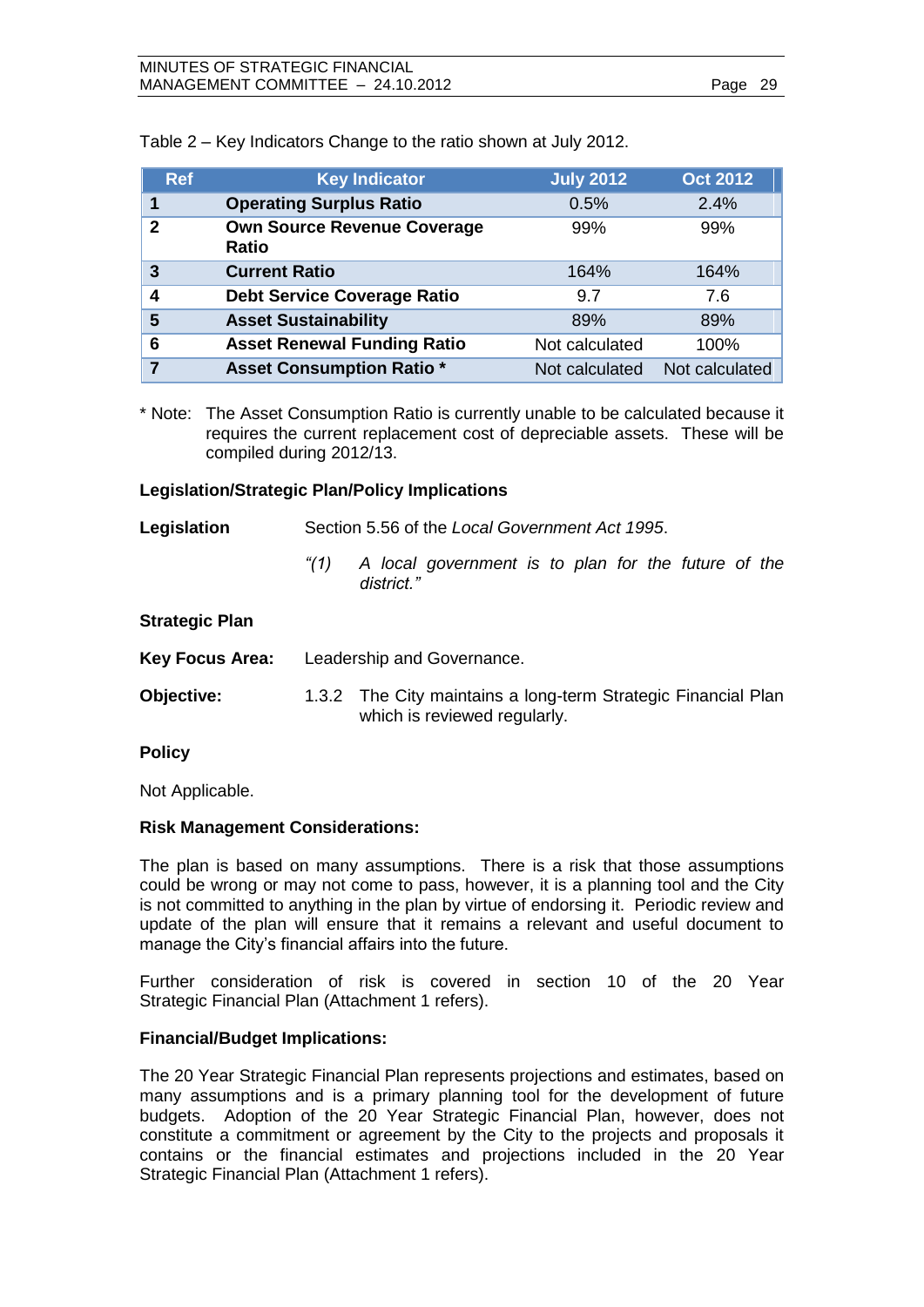Table 2 – Key Indicators Change to the ratio shown at July 2012.

| Ref | Key Indicator | July 2012 | Oct 2012 |
|---|---|---|---|
| 1 | **Operating Surplus Ratio** | 0.5% | 2.4% |
| 2 | **Own Source Revenue Coverage Ratio** | 99% | 99% |
| 3 | **Current Ratio** | 164% | 164% |
| 4 | **Debt Service Coverage Ratio** | 9.7 | 7.6 |
| 5 | **Asset Sustainability** | 89% | 89% |
| 6 | **Asset Renewal Funding Ratio** | Not calculated | 100% |
| 7 | **Asset Consumption Ratio** * | Not calculated | Not calculated |

* Note: The Asset Consumption Ratio is currently unable to be calculated because it requires the current replacement cost of depreciable assets. These will be compiled during 2012/13.

**Legislation/Strategic Plan/Policy Implications**

**Legislation** Section 5.56 of the *Local Government Act 1995*.

*"(1) A local government is to plan for the future of the district."*

**Strategic Plan**

**Key Focus Area:** Leadership and Governance.

**Objective:** 1.3.2 The City maintains a long-term Strategic Financial Plan which is reviewed regularly.

**Policy**

Not Applicable.

**Risk Management Considerations:**

The plan is based on many assumptions. There is a risk that those assumptions could be wrong or may not come to pass, however, it is a planning tool and the City is not committed to anything in the plan by virtue of endorsing it. Periodic review and update of the plan will ensure that it remains a relevant and useful document to manage the City's financial affairs into the future.

Further consideration of risk is covered in section 10 of the 20 Year Strategic Financial Plan (Attachment 1 refers).

**Financial/Budget Implications:**

The 20 Year Strategic Financial Plan represents projections and estimates, based on many assumptions and is a primary planning tool for the development of future budgets. Adoption of the 20 Year Strategic Financial Plan, however, does not constitute a commitment or agreement by the City to the projects and proposals it contains or the financial estimates and projections included in the 20 Year Strategic Financial Plan (Attachment 1 refers).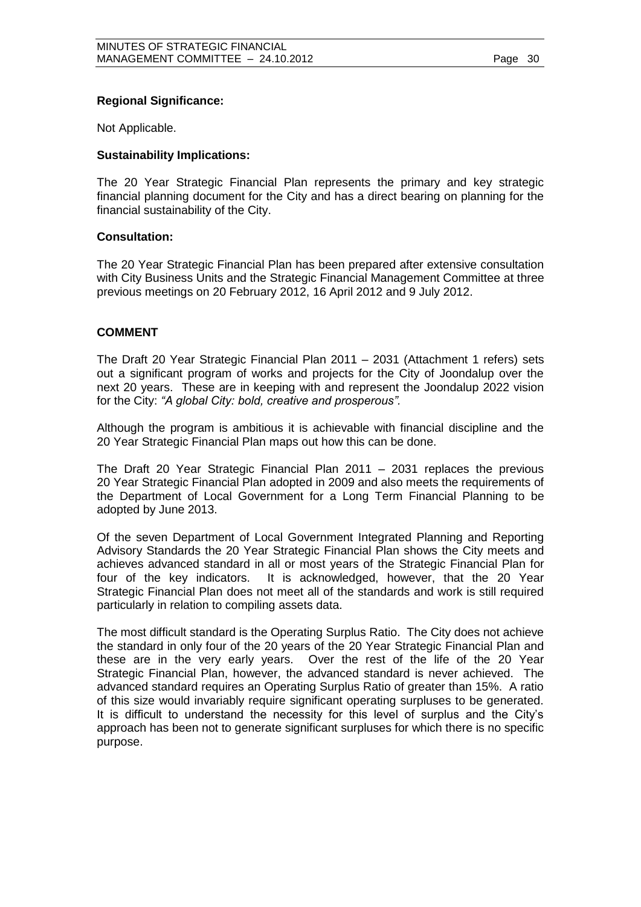**Regional Significance:**

Not Applicable.

**Sustainability Implications:**

The 20 Year Strategic Financial Plan represents the primary and key strategic financial planning document for the City and has a direct bearing on planning for the financial sustainability of the City.

**Consultation:**

The 20 Year Strategic Financial Plan has been prepared after extensive consultation with City Business Units and the Strategic Financial Management Committee at three previous meetings on 20 February 2012, 16 April 2012 and 9 July 2012.

## COMMENT

The Draft 20 Year Strategic Financial Plan 2011 – 2031 (Attachment 1 refers) sets out a significant program of works and projects for the City of Joondalup over the next 20 years. These are in keeping with and represent the Joondalup 2022 vision for the City: *"A global City: bold, creative and prosperous".*

Although the program is ambitious it is achievable with financial discipline and the 20 Year Strategic Financial Plan maps out how this can be done.

The Draft 20 Year Strategic Financial Plan 2011 – 2031 replaces the previous 20 Year Strategic Financial Plan adopted in 2009 and also meets the requirements of the Department of Local Government for a Long Term Financial Planning to be adopted by June 2013.

Of the seven Department of Local Government Integrated Planning and Reporting Advisory Standards the 20 Year Strategic Financial Plan shows the City meets and achieves advanced standard in all or most years of the Strategic Financial Plan for four of the key indicators. It is acknowledged, however, that the 20 Year Strategic Financial Plan does not meet all of the standards and work is still required particularly in relation to compiling assets data.

The most difficult standard is the Operating Surplus Ratio. The City does not achieve the standard in only four of the 20 years of the 20 Year Strategic Financial Plan and these are in the very early years. Over the rest of the life of the 20 Year Strategic Financial Plan, however, the advanced standard is never achieved. The advanced standard requires an Operating Surplus Ratio of greater than 15%. A ratio of this size would invariably require significant operating surpluses to be generated. It is difficult to understand the necessity for this level of surplus and the City's approach has been not to generate significant surpluses for which there is no specific purpose.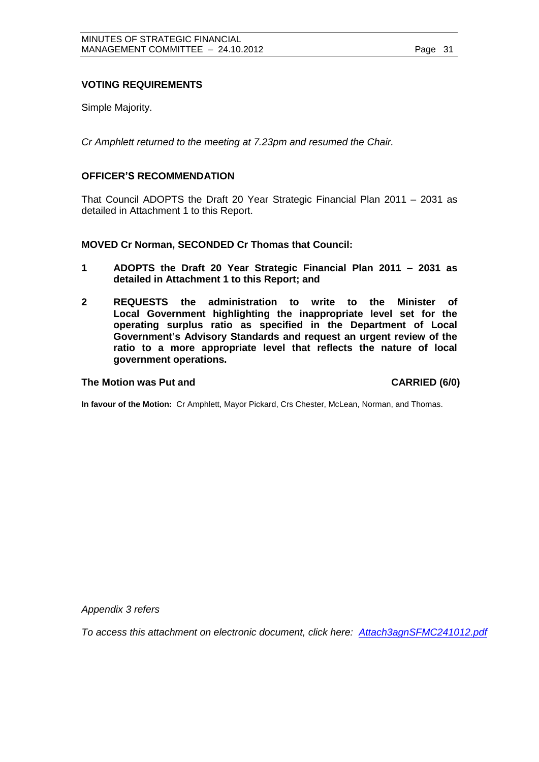### VOTING REQUIREMENTS

Simple Majority.

*Cr Amphlett returned to the meeting at 7.23pm and resumed the Chair.*

### OFFICER'S RECOMMENDATION

That Council ADOPTS the Draft 20 Year Strategic Financial Plan 2011 – 2031 as detailed in Attachment 1 to this Report.

**MOVED Cr Norman, SECONDED Cr Thomas that Council:**

**1 ADOPTS the Draft 20 Year Strategic Financial Plan 2011 – 2031 as detailed in Attachment 1 to this Report; and**

**2 REQUESTS the administration to write to the Minister of Local Government highlighting the inappropriate level set for the operating surplus ratio as specified in the Department of Local Government's Advisory Standards and request an urgent review of the ratio to a more appropriate level that reflects the nature of local government operations.**

**The Motion was Put and CARRIED (6/0)**

**In favour of the Motion:** Cr Amphlett, Mayor Pickard, Crs Chester, McLean, Norman, and Thomas.

*Appendix 3 refers*

*To access this attachment on electronic document, click here: Attach3agnSFMC241012.pdf*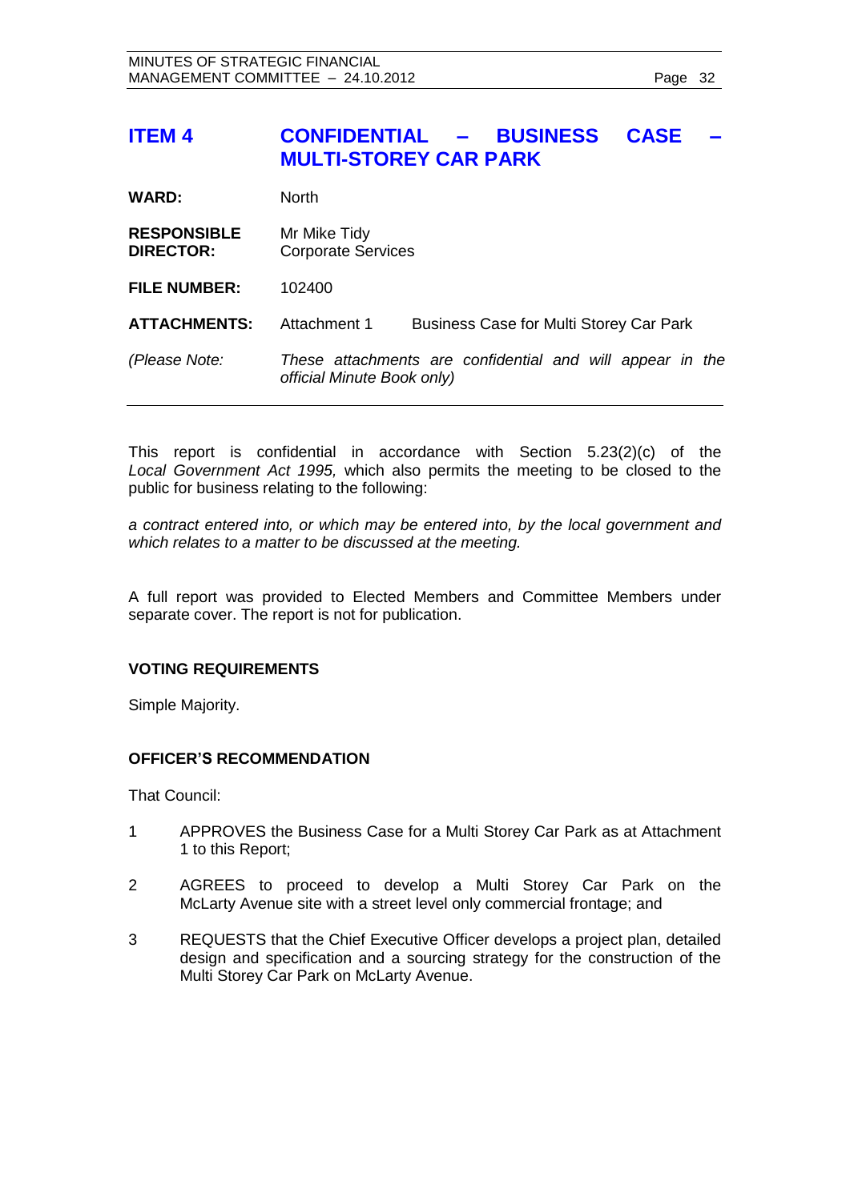## ITEM 4 CONFIDENTIAL – BUSINESS CASE – MULTI-STOREY CAR PARK

| | | |
|---|---|---|
| **WARD:** | North | |
| **RESPONSIBLE DIRECTOR:** | Mr Mike Tidy<br>Corporate Services | |
| **FILE NUMBER:** | 102400 | |
| **ATTACHMENTS:** | Attachment 1 | Business Case for Multi Storey Car Park |
| *(Please Note:* | *These attachments are confidential and will appear in the official Minute Book only)* | |

This report is confidential in accordance with Section 5.23(2)(c) of the *Local Government Act 1995,* which also permits the meeting to be closed to the public for business relating to the following:

*a contract entered into, or which may be entered into, by the local government and which relates to a matter to be discussed at the meeting.*

A full report was provided to Elected Members and Committee Members under separate cover. The report is not for publication.

### VOTING REQUIREMENTS

Simple Majority.

### OFFICER'S RECOMMENDATION

That Council:

1. APPROVES the Business Case for a Multi Storey Car Park as at Attachment 1 to this Report;
2. AGREES to proceed to develop a Multi Storey Car Park on the McLarty Avenue site with a street level only commercial frontage; and
3. REQUESTS that the Chief Executive Officer develops a project plan, detailed design and specification and a sourcing strategy for the construction of the Multi Storey Car Park on McLarty Avenue.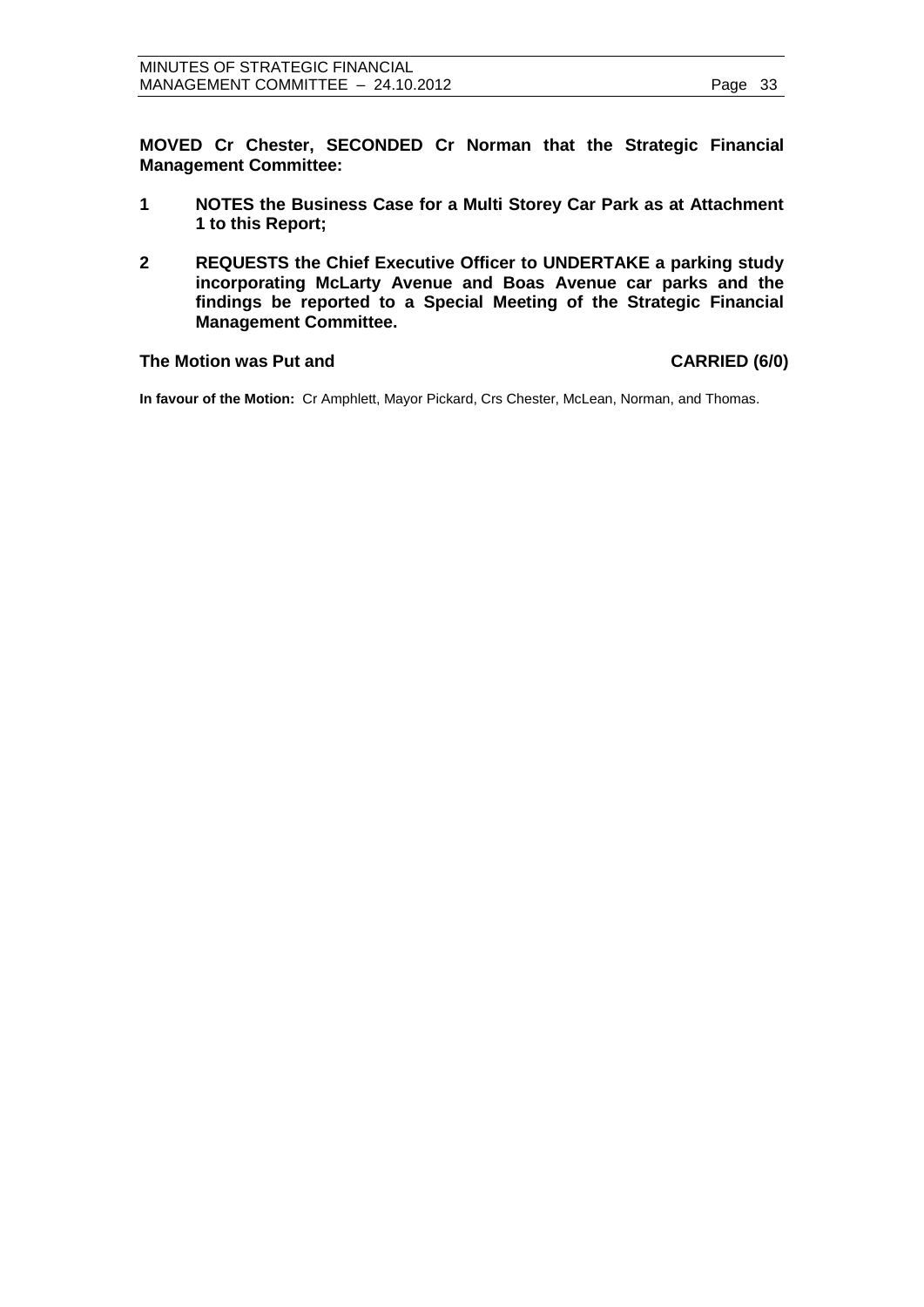**MOVED Cr Chester, SECONDED Cr Norman that the Strategic Financial Management Committee:**

**1 NOTES the Business Case for a Multi Storey Car Park as at Attachment 1 to this Report;**

**2 REQUESTS the Chief Executive Officer to UNDERTAKE a parking study incorporating McLarty Avenue and Boas Avenue car parks and the findings be reported to a Special Meeting of the Strategic Financial Management Committee.**

**The Motion was Put and CARRIED (6/0)**

**In favour of the Motion:** Cr Amphlett, Mayor Pickard, Crs Chester, McLean, Norman, and Thomas.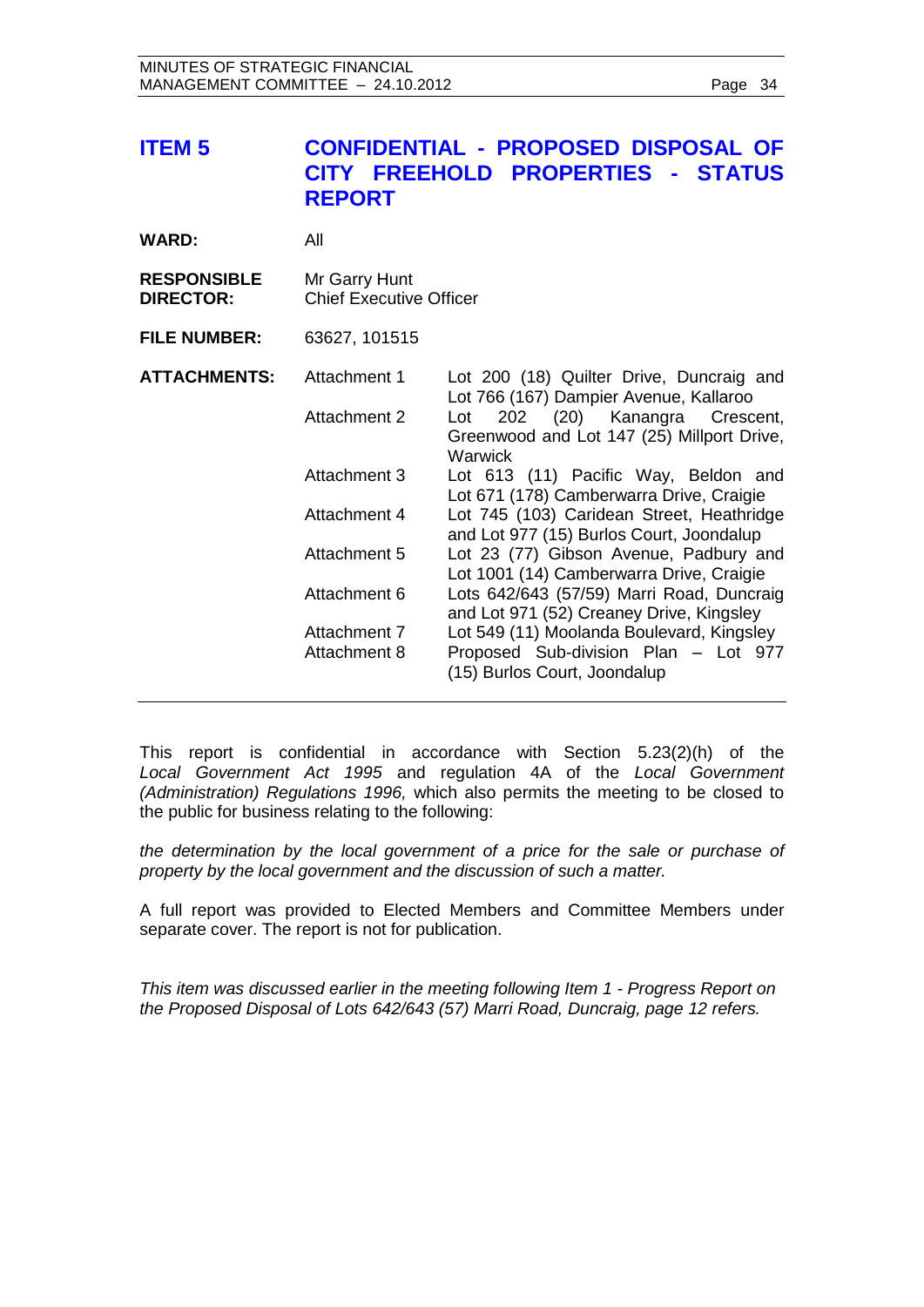## ITEM 5 CONFIDENTIAL - PROPOSED DISPOSAL OF CITY FREEHOLD PROPERTIES - STATUS REPORT

| | | |
|---|---|---|
| **WARD:** | All | |
| **RESPONSIBLE DIRECTOR:** | Mr Garry Hunt<br>Chief Executive Officer | |
| **FILE NUMBER:** | 63627, 101515 | |
| **ATTACHMENTS:** | Attachment 1 | Lot 200 (18) Quilter Drive, Duncraig and Lot 766 (167) Dampier Avenue, Kallaroo |
| | Attachment 2 | Lot 202 (20) Kanangra Crescent, Greenwood and Lot 147 (25) Millport Drive, Warwick |
| | Attachment 3 | Lot 613 (11) Pacific Way, Beldon and Lot 671 (178) Camberwarra Drive, Craigie |
| | Attachment 4 | Lot 745 (103) Caridean Street, Heathridge and Lot 977 (15) Burlos Court, Joondalup |
| | Attachment 5 | Lot 23 (77) Gibson Avenue, Padbury and Lot 1001 (14) Camberwarra Drive, Craigie |
| | Attachment 6 | Lots 642/643 (57/59) Marri Road, Duncraig and Lot 971 (52) Creaney Drive, Kingsley |
| | Attachment 7 | Lot 549 (11) Moolanda Boulevard, Kingsley |
| | Attachment 8 | Proposed Sub-division Plan – Lot 977 (15) Burlos Court, Joondalup |

This report is confidential in accordance with Section 5.23(2)(h) of the *Local Government Act 1995* and regulation 4A of the *Local Government (Administration) Regulations 1996,* which also permits the meeting to be closed to the public for business relating to the following:

*the determination by the local government of a price for the sale or purchase of property by the local government and the discussion of such a matter.*

A full report was provided to Elected Members and Committee Members under separate cover. The report is not for publication.

*This item was discussed earlier in the meeting following Item 1 - Progress Report on the Proposed Disposal of Lots 642/643 (57) Marri Road, Duncraig, page 12 refers.*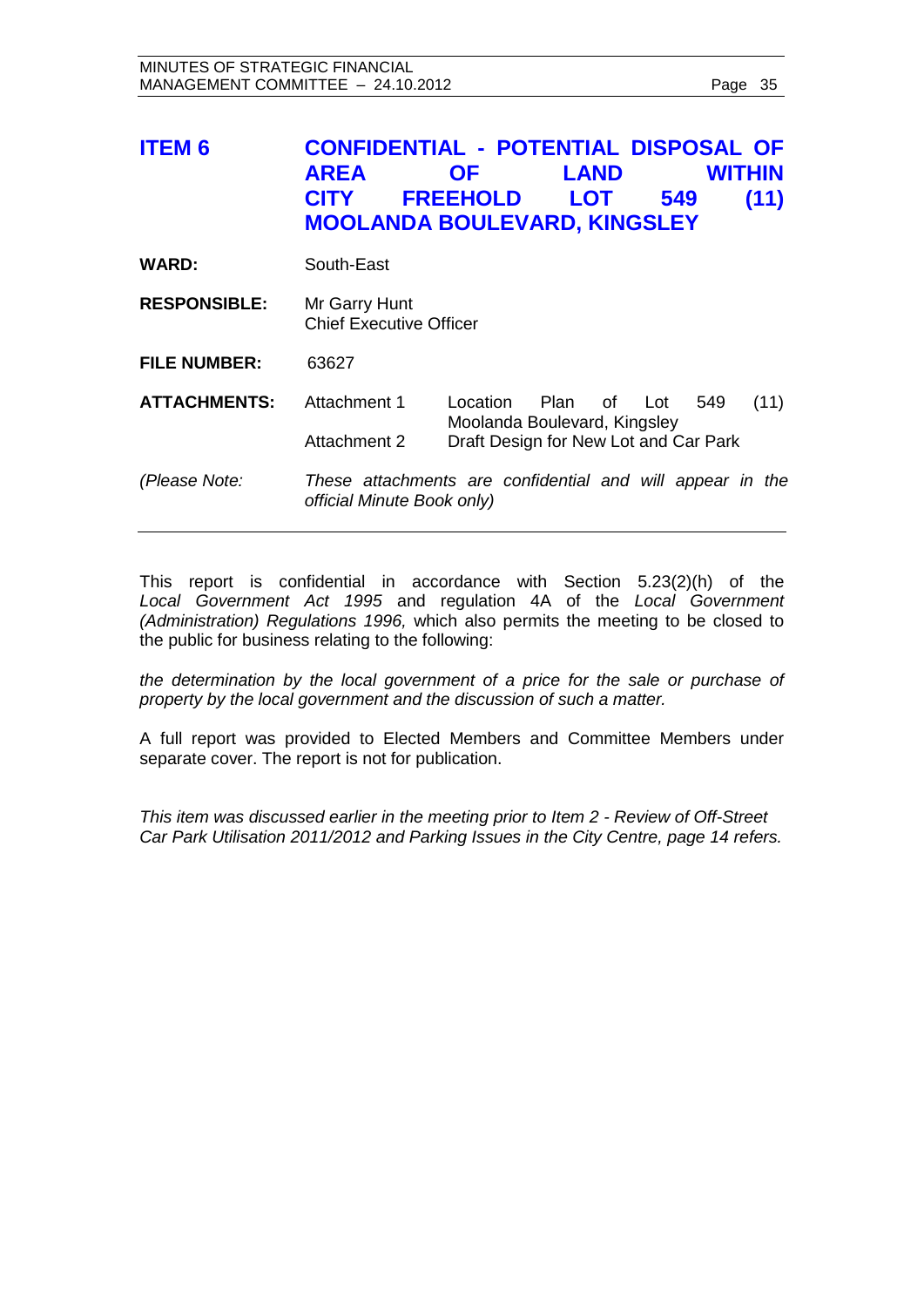## ITEM 6 CONFIDENTIAL - POTENTIAL DISPOSAL OF AREA OF LAND WITHIN CITY FREEHOLD LOT 549 (11) MOOLANDA BOULEVARD, KINGSLEY

**WARD:** South-East

**RESPONSIBLE:** Mr Garry Hunt
Chief Executive Officer

**FILE NUMBER:** 63627

**ATTACHMENTS:** Attachment 1 Location Plan of Lot 549 (11) Moolanda Boulevard, Kingsley
Attachment 2 Draft Design for New Lot and Car Park

*(Please Note: These attachments are confidential and will appear in the official Minute Book only)*

---

This report is confidential in accordance with Section 5.23(2)(h) of the *Local Government Act 1995* and regulation 4A of the *Local Government (Administration) Regulations 1996,* which also permits the meeting to be closed to the public for business relating to the following:

*the determination by the local government of a price for the sale or purchase of property by the local government and the discussion of such a matter.*

A full report was provided to Elected Members and Committee Members under separate cover. The report is not for publication.

*This item was discussed earlier in the meeting prior to Item 2 - Review of Off-Street Car Park Utilisation 2011/2012 and Parking Issues in the City Centre, page 14 refers.*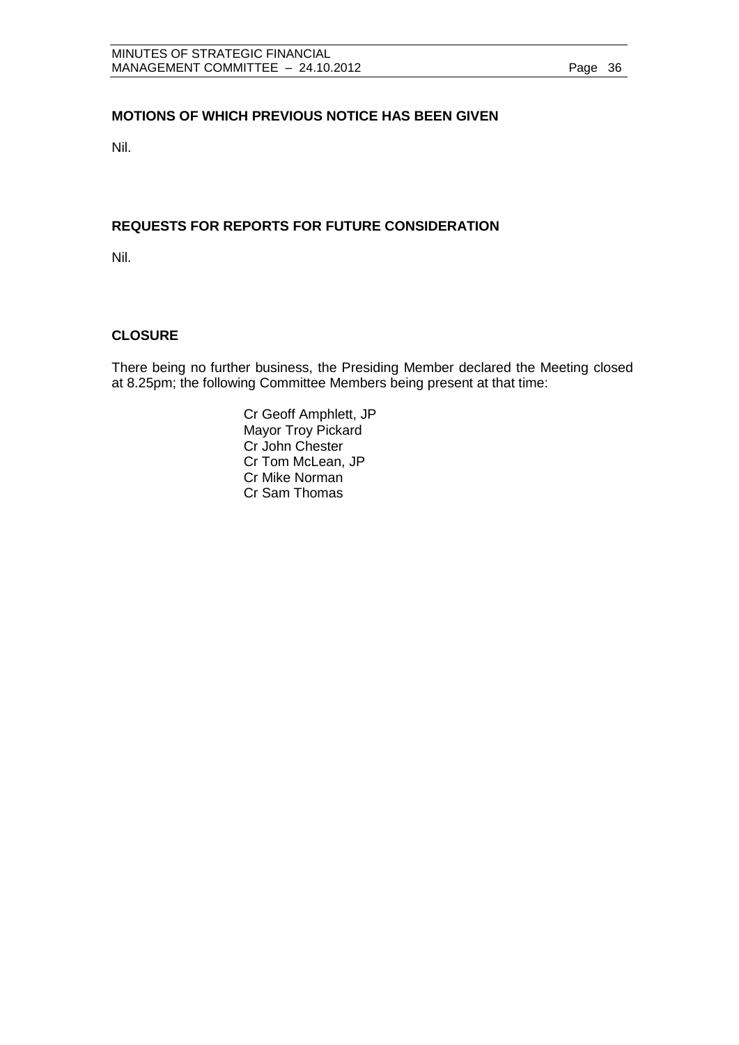## MOTIONS OF WHICH PREVIOUS NOTICE HAS BEEN GIVEN

Nil.

## REQUESTS FOR REPORTS FOR FUTURE CONSIDERATION

Nil.

## CLOSURE

There being no further business, the Presiding Member declared the Meeting closed at 8.25pm; the following Committee Members being present at that time:

Cr Geoff Amphlett, JP
Mayor Troy Pickard
Cr John Chester
Cr Tom McLean, JP
Cr Mike Norman
Cr Sam Thomas